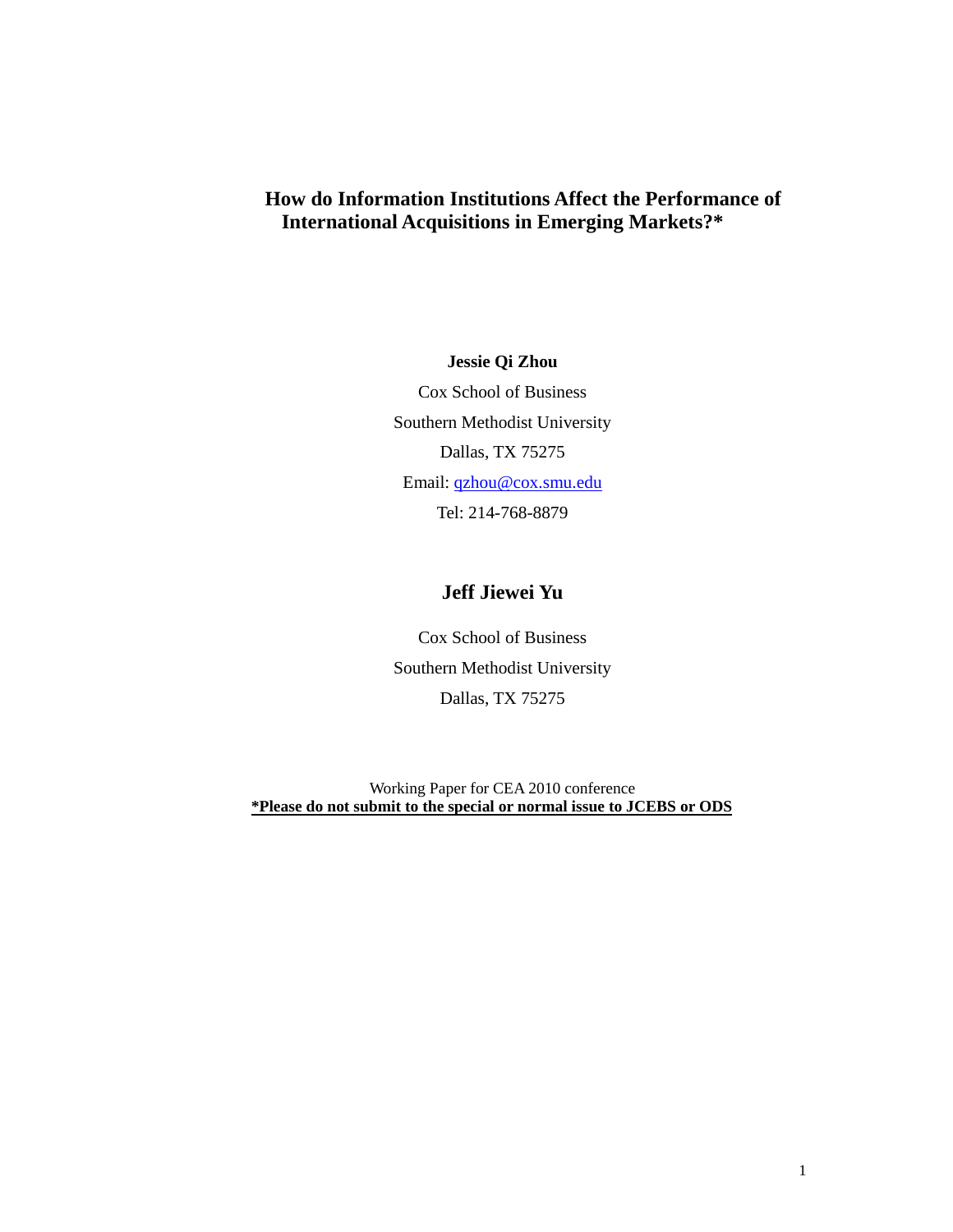# How do Information Institutions Affect the Performance of International Acquisitions in Emerging Markets?*

**Jessie Qi Zhou**

Cox School of Business

Southern Methodist University

Dallas, TX 75275

Email: qzhou@cox.smu.edu

Tel: 214-768-8879

**Jeff Jiewei Yu**

Cox School of Business

Southern Methodist University

Dallas, TX 75275

Working Paper for CEA 2010 conference

***Please do not submit to the special or normal issue to JCEBS or ODS**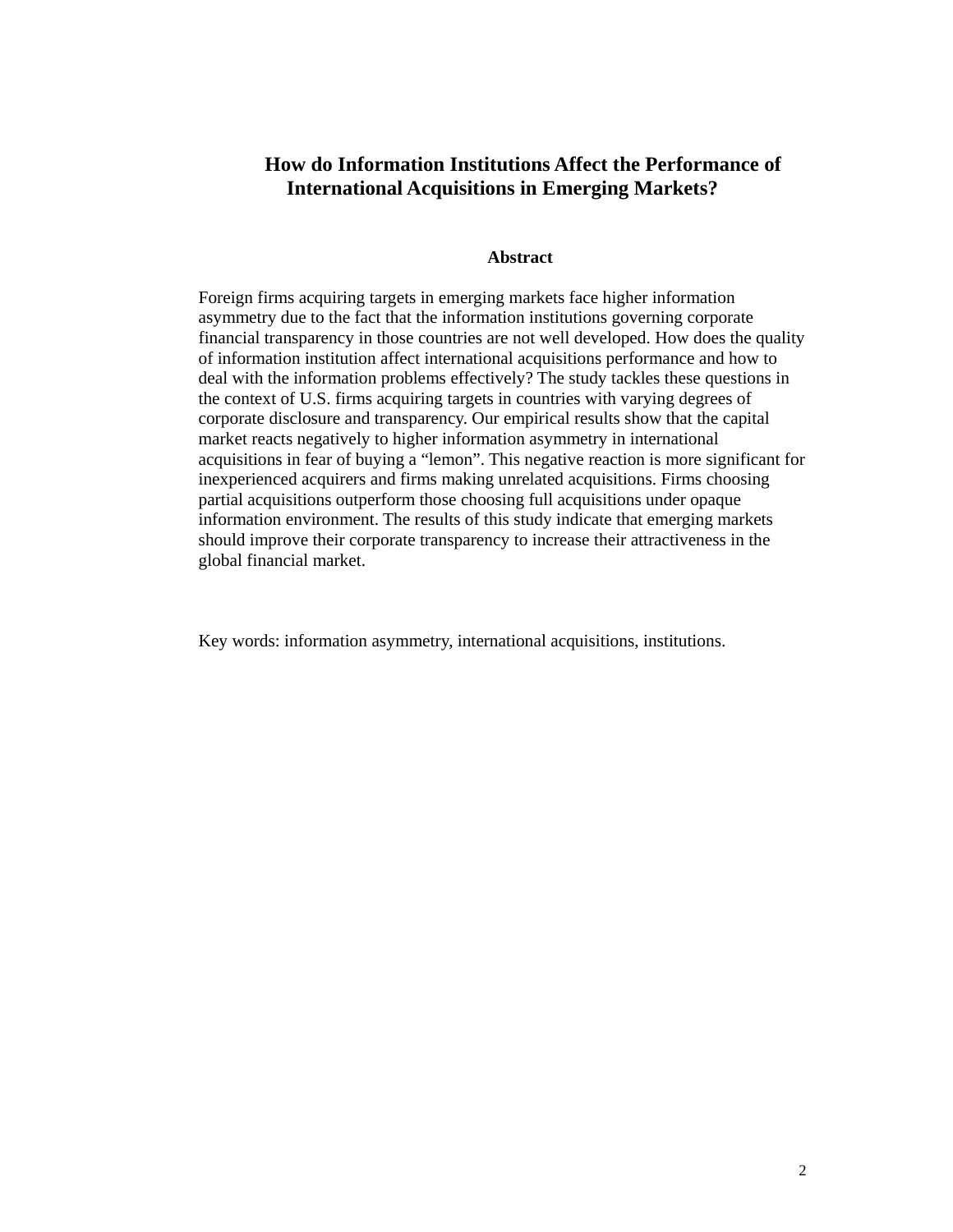# How do Information Institutions Affect the Performance of International Acquisitions in Emerging Markets?

## Abstract

Foreign firms acquiring targets in emerging markets face higher information asymmetry due to the fact that the information institutions governing corporate financial transparency in those countries are not well developed. How does the quality of information institution affect international acquisitions performance and how to deal with the information problems effectively? The study tackles these questions in the context of U.S. firms acquiring targets in countries with varying degrees of corporate disclosure and transparency. Our empirical results show that the capital market reacts negatively to higher information asymmetry in international acquisitions in fear of buying a "lemon". This negative reaction is more significant for inexperienced acquirers and firms making unrelated acquisitions. Firms choosing partial acquisitions outperform those choosing full acquisitions under opaque information environment. The results of this study indicate that emerging markets should improve their corporate transparency to increase their attractiveness in the global financial market.

Key words: information asymmetry, international acquisitions, institutions.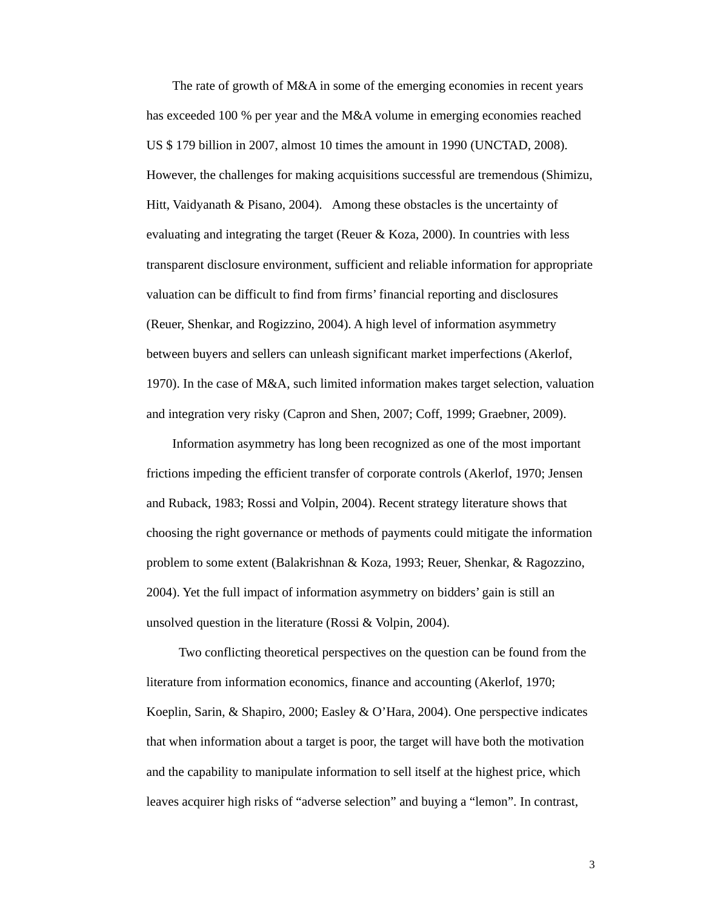The rate of growth of M&A in some of the emerging economies in recent years has exceeded 100 % per year and the M&A volume in emerging economies reached US $ 179 billion in 2007, almost 10 times the amount in 1990 (UNCTAD, 2008). However, the challenges for making acquisitions successful are tremendous (Shimizu, Hitt, Vaidyanath & Pisano, 2004). Among these obstacles is the uncertainty of evaluating and integrating the target (Reuer & Koza, 2000). In countries with less transparent disclosure environment, sufficient and reliable information for appropriate valuation can be difficult to find from firms' financial reporting and disclosures (Reuer, Shenkar, and Rogizzino, 2004). A high level of information asymmetry between buyers and sellers can unleash significant market imperfections (Akerlof, 1970). In the case of M&A, such limited information makes target selection, valuation and integration very risky (Capron and Shen, 2007; Coff, 1999; Graebner, 2009).

Information asymmetry has long been recognized as one of the most important frictions impeding the efficient transfer of corporate controls (Akerlof, 1970; Jensen and Ruback, 1983; Rossi and Volpin, 2004). Recent strategy literature shows that choosing the right governance or methods of payments could mitigate the information problem to some extent (Balakrishnan & Koza, 1993; Reuer, Shenkar, & Ragozzino, 2004). Yet the full impact of information asymmetry on bidders' gain is still an unsolved question in the literature (Rossi & Volpin, 2004).

Two conflicting theoretical perspectives on the question can be found from the literature from information economics, finance and accounting (Akerlof, 1970; Koeplin, Sarin, & Shapiro, 2000; Easley & O'Hara, 2004). One perspective indicates that when information about a target is poor, the target will have both the motivation and the capability to manipulate information to sell itself at the highest price, which leaves acquirer high risks of "adverse selection" and buying a "lemon". In contrast,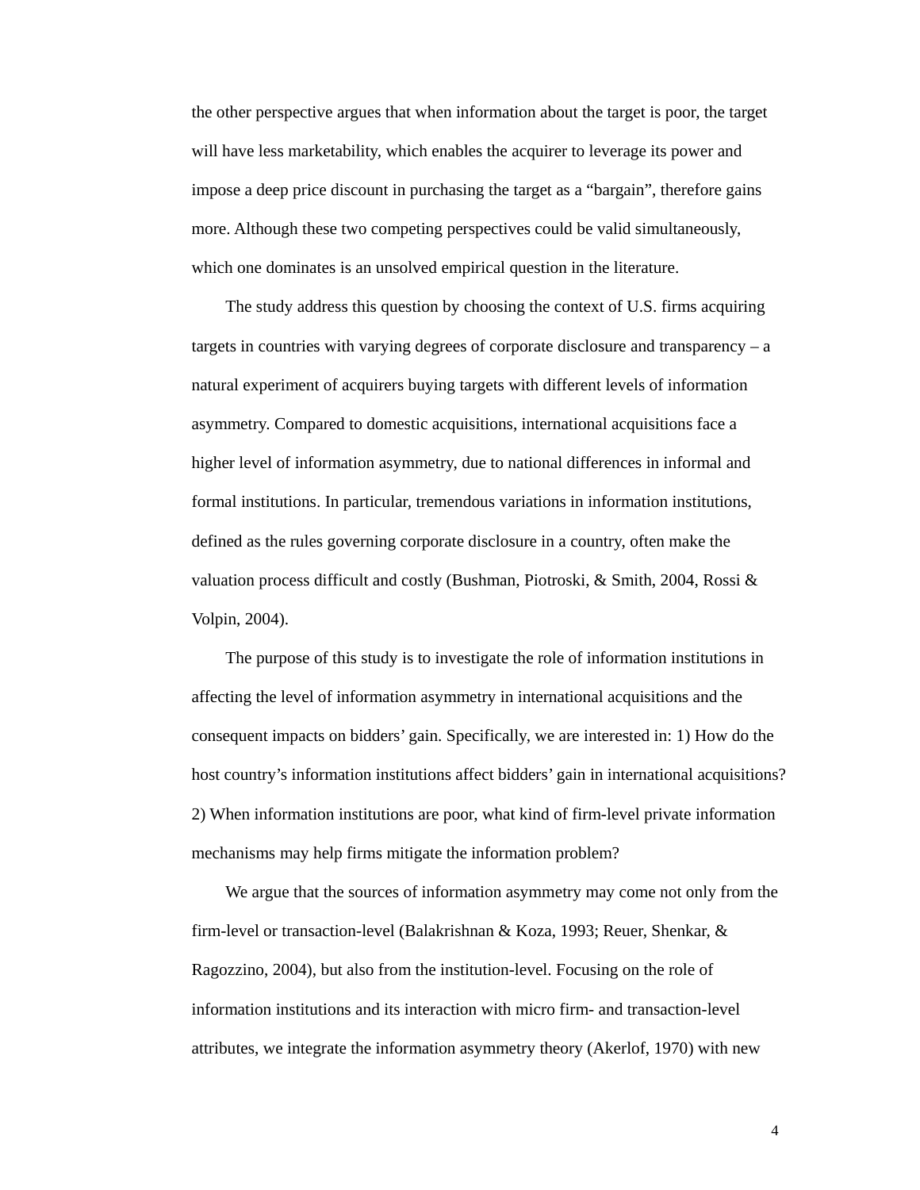the other perspective argues that when information about the target is poor, the target will have less marketability, which enables the acquirer to leverage its power and impose a deep price discount in purchasing the target as a "bargain", therefore gains more. Although these two competing perspectives could be valid simultaneously, which one dominates is an unsolved empirical question in the literature.

The study address this question by choosing the context of U.S. firms acquiring targets in countries with varying degrees of corporate disclosure and transparency – a natural experiment of acquirers buying targets with different levels of information asymmetry. Compared to domestic acquisitions, international acquisitions face a higher level of information asymmetry, due to national differences in informal and formal institutions. In particular, tremendous variations in information institutions, defined as the rules governing corporate disclosure in a country, often make the valuation process difficult and costly (Bushman, Piotroski, & Smith, 2004, Rossi & Volpin, 2004).

The purpose of this study is to investigate the role of information institutions in affecting the level of information asymmetry in international acquisitions and the consequent impacts on bidders' gain. Specifically, we are interested in: 1) How do the host country's information institutions affect bidders' gain in international acquisitions? 2) When information institutions are poor, what kind of firm-level private information mechanisms may help firms mitigate the information problem?

We argue that the sources of information asymmetry may come not only from the firm-level or transaction-level (Balakrishnan & Koza, 1993; Reuer, Shenkar, & Ragozzino, 2004), but also from the institution-level. Focusing on the role of information institutions and its interaction with micro firm- and transaction-level attributes, we integrate the information asymmetry theory (Akerlof, 1970) with new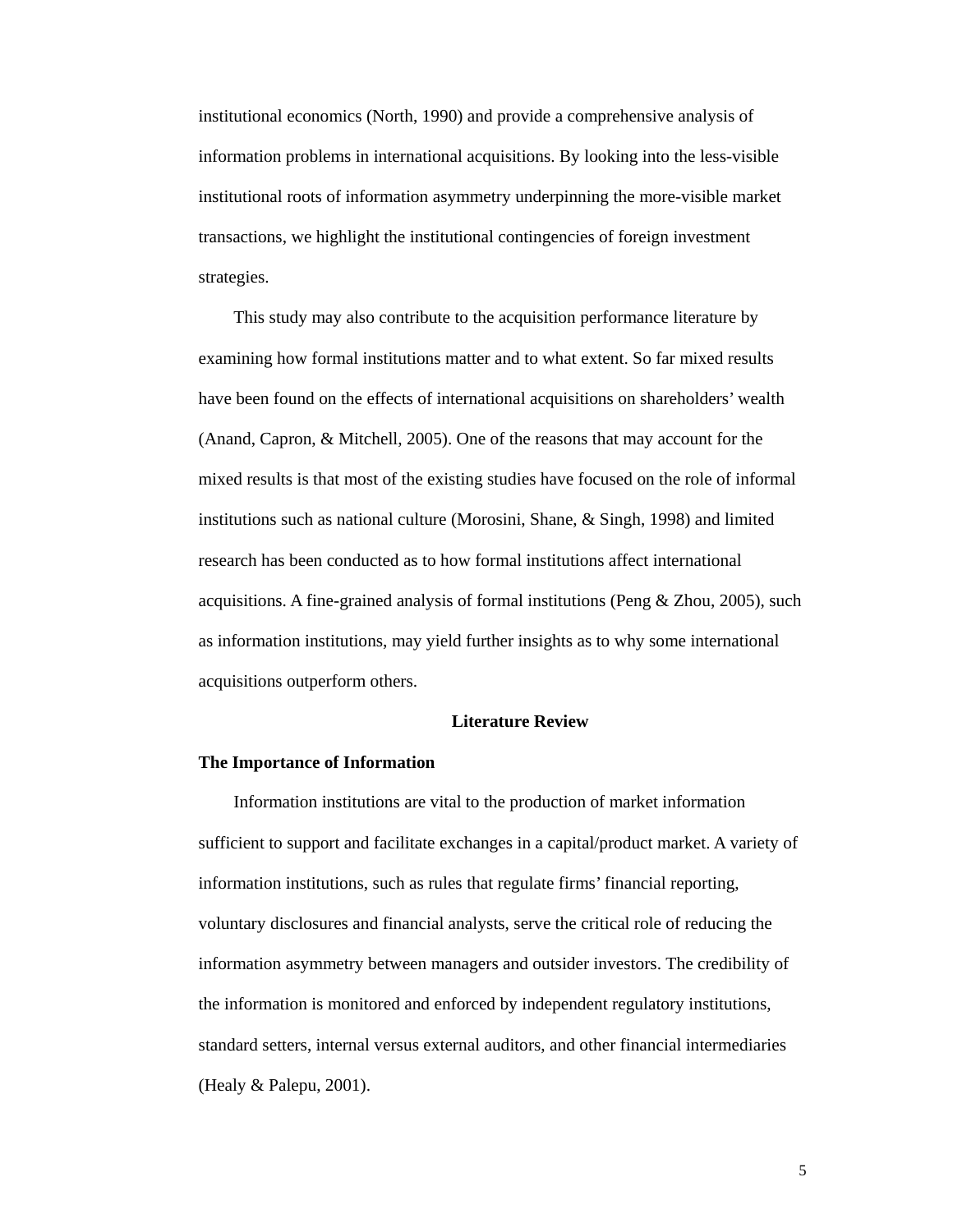institutional economics (North, 1990) and provide a comprehensive analysis of information problems in international acquisitions. By looking into the less-visible institutional roots of information asymmetry underpinning the more-visible market transactions, we highlight the institutional contingencies of foreign investment strategies.

This study may also contribute to the acquisition performance literature by examining how formal institutions matter and to what extent. So far mixed results have been found on the effects of international acquisitions on shareholders' wealth (Anand, Capron, & Mitchell, 2005). One of the reasons that may account for the mixed results is that most of the existing studies have focused on the role of informal institutions such as national culture (Morosini, Shane, & Singh, 1998) and limited research has been conducted as to how formal institutions affect international acquisitions. A fine-grained analysis of formal institutions (Peng & Zhou, 2005), such as information institutions, may yield further insights as to why some international acquisitions outperform others.

## Literature Review

### The Importance of Information

Information institutions are vital to the production of market information sufficient to support and facilitate exchanges in a capital/product market. A variety of information institutions, such as rules that regulate firms' financial reporting, voluntary disclosures and financial analysts, serve the critical role of reducing the information asymmetry between managers and outsider investors. The credibility of the information is monitored and enforced by independent regulatory institutions, standard setters, internal versus external auditors, and other financial intermediaries (Healy & Palepu, 2001).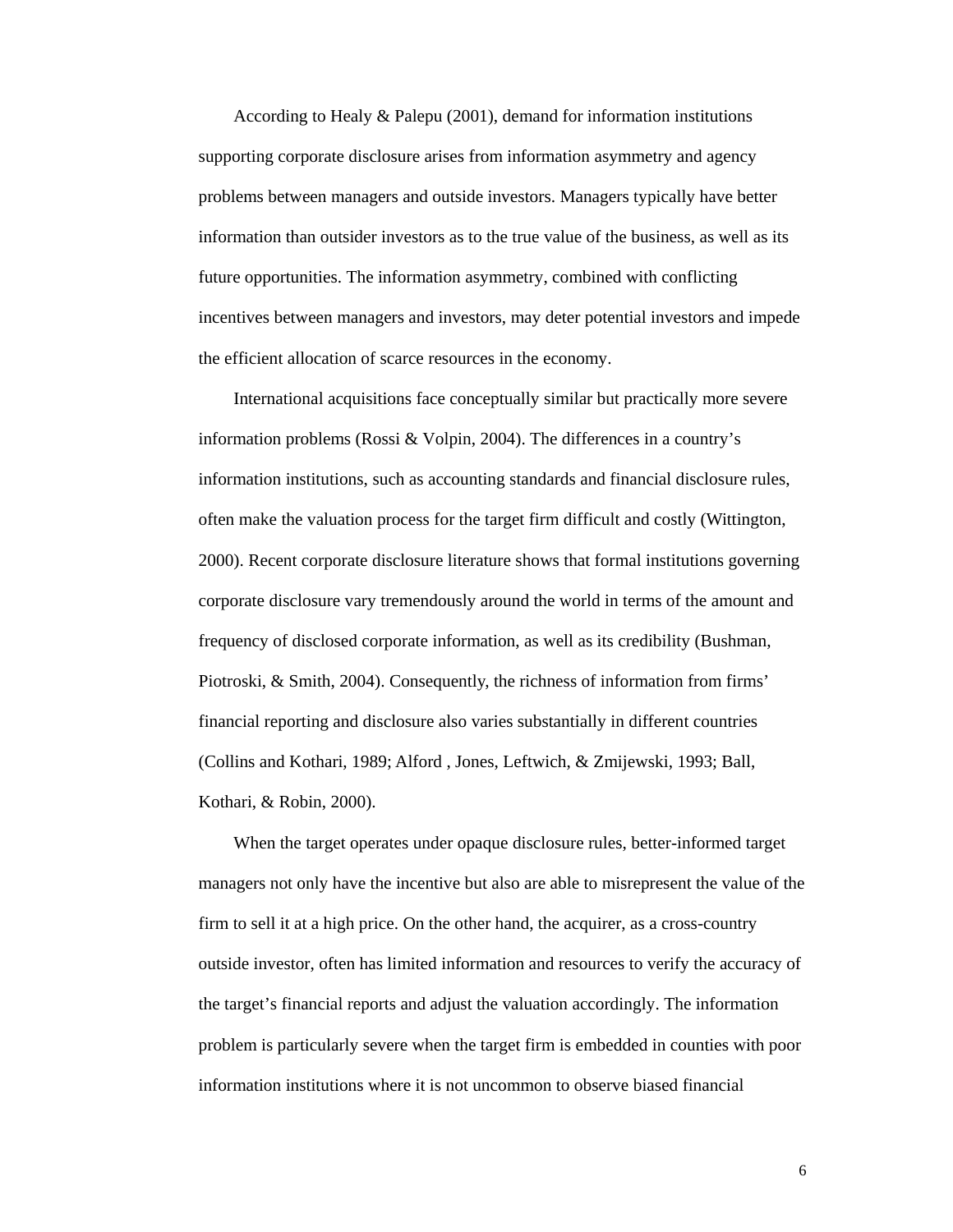According to Healy & Palepu (2001), demand for information institutions supporting corporate disclosure arises from information asymmetry and agency problems between managers and outside investors. Managers typically have better information than outsider investors as to the true value of the business, as well as its future opportunities. The information asymmetry, combined with conflicting incentives between managers and investors, may deter potential investors and impede the efficient allocation of scarce resources in the economy.

International acquisitions face conceptually similar but practically more severe information problems (Rossi & Volpin, 2004). The differences in a country's information institutions, such as accounting standards and financial disclosure rules, often make the valuation process for the target firm difficult and costly (Wittington, 2000). Recent corporate disclosure literature shows that formal institutions governing corporate disclosure vary tremendously around the world in terms of the amount and frequency of disclosed corporate information, as well as its credibility (Bushman, Piotroski, & Smith, 2004). Consequently, the richness of information from firms' financial reporting and disclosure also varies substantially in different countries (Collins and Kothari, 1989; Alford , Jones, Leftwich, & Zmijewski, 1993; Ball, Kothari, & Robin, 2000).

When the target operates under opaque disclosure rules, better-informed target managers not only have the incentive but also are able to misrepresent the value of the firm to sell it at a high price. On the other hand, the acquirer, as a cross-country outside investor, often has limited information and resources to verify the accuracy of the target's financial reports and adjust the valuation accordingly. The information problem is particularly severe when the target firm is embedded in counties with poor information institutions where it is not uncommon to observe biased financial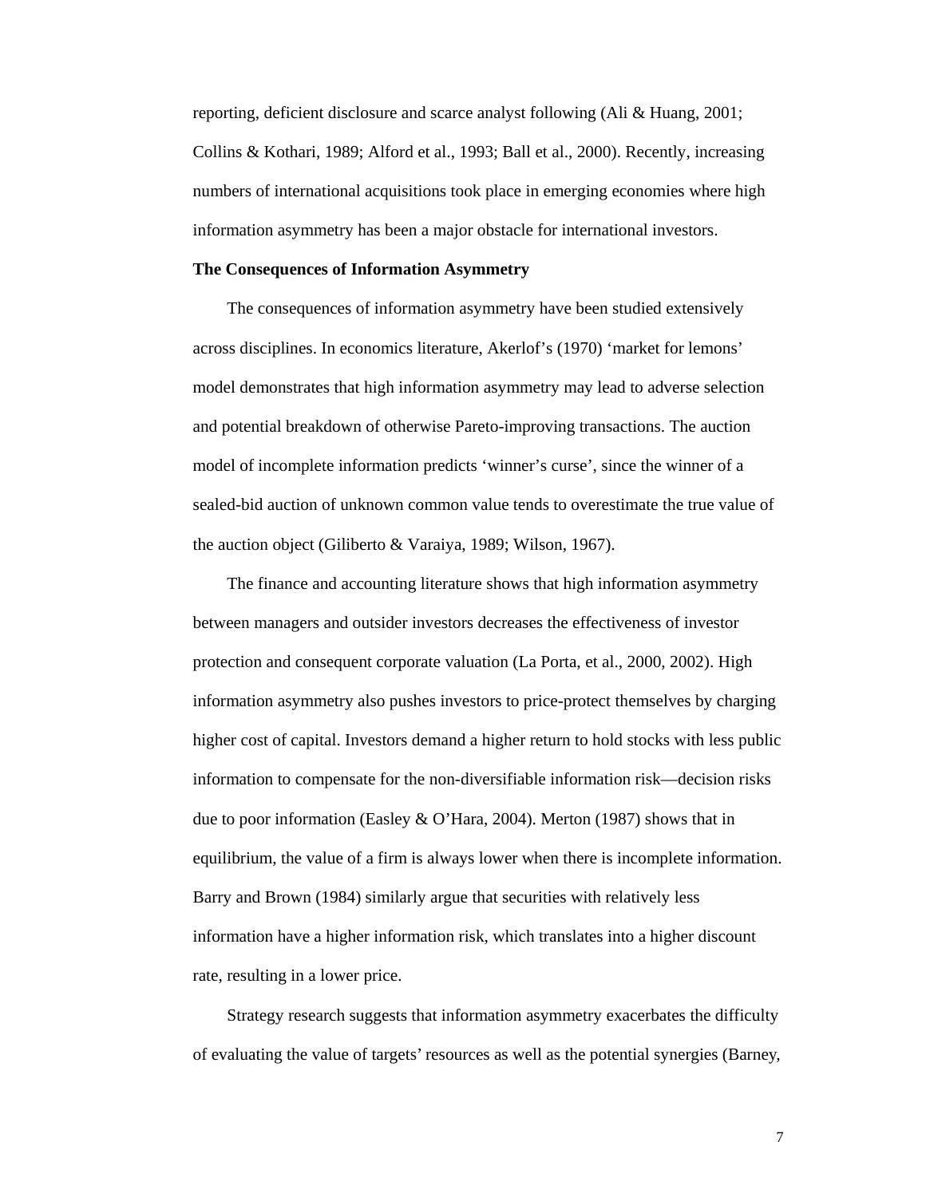reporting, deficient disclosure and scarce analyst following (Ali & Huang, 2001; Collins & Kothari, 1989; Alford et al., 1993; Ball et al., 2000). Recently, increasing numbers of international acquisitions took place in emerging economies where high information asymmetry has been a major obstacle for international investors.

**The Consequences of Information Asymmetry**

The consequences of information asymmetry have been studied extensively across disciplines. In economics literature, Akerlof's (1970) 'market for lemons' model demonstrates that high information asymmetry may lead to adverse selection and potential breakdown of otherwise Pareto-improving transactions. The auction model of incomplete information predicts 'winner's curse', since the winner of a sealed-bid auction of unknown common value tends to overestimate the true value of the auction object (Giliberto & Varaiya, 1989; Wilson, 1967).

The finance and accounting literature shows that high information asymmetry between managers and outsider investors decreases the effectiveness of investor protection and consequent corporate valuation (La Porta, et al., 2000, 2002). High information asymmetry also pushes investors to price-protect themselves by charging higher cost of capital. Investors demand a higher return to hold stocks with less public information to compensate for the non-diversifiable information risk—decision risks due to poor information (Easley & O'Hara, 2004). Merton (1987) shows that in equilibrium, the value of a firm is always lower when there is incomplete information. Barry and Brown (1984) similarly argue that securities with relatively less information have a higher information risk, which translates into a higher discount rate, resulting in a lower price.

Strategy research suggests that information asymmetry exacerbates the difficulty of evaluating the value of targets' resources as well as the potential synergies (Barney,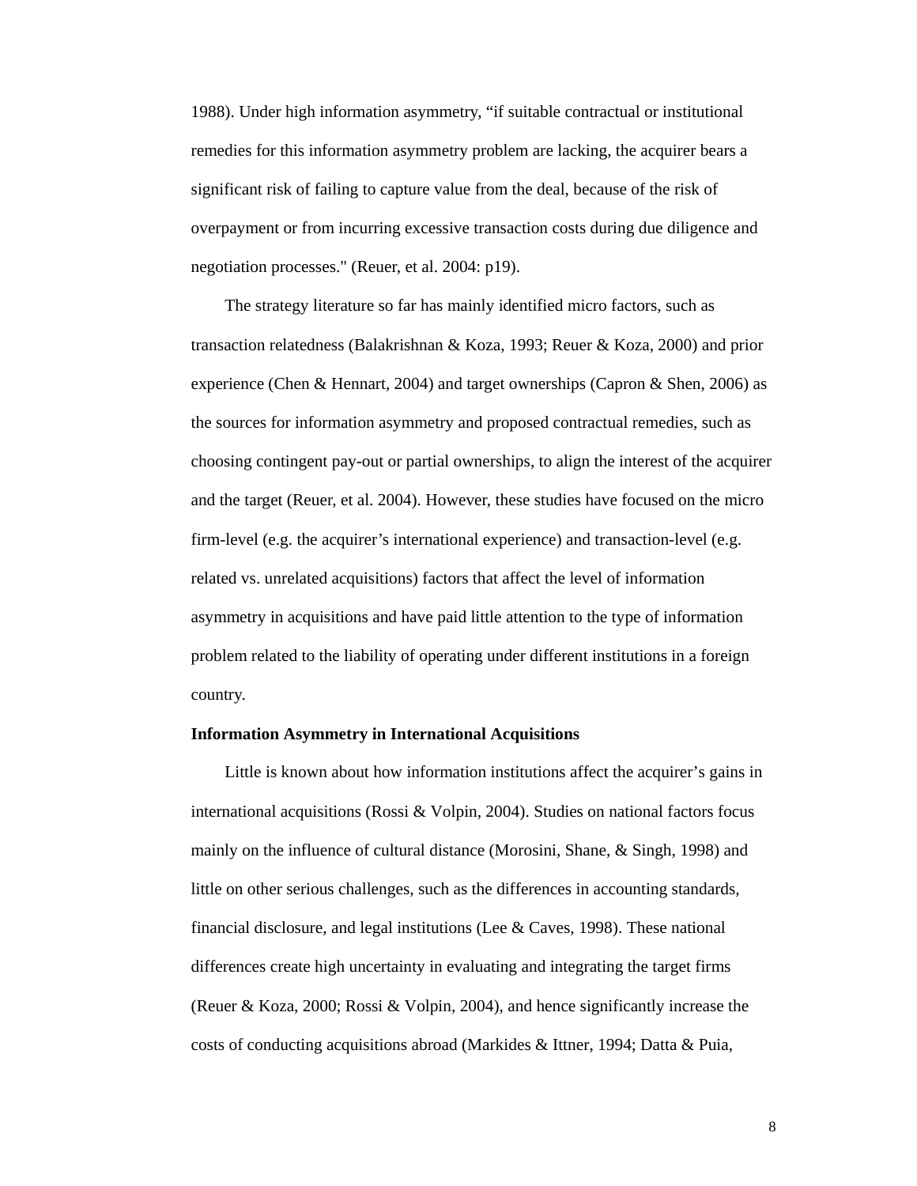1988). Under high information asymmetry, “if suitable contractual or institutional remedies for this information asymmetry problem are lacking, the acquirer bears a significant risk of failing to capture value from the deal, because of the risk of overpayment or from incurring excessive transaction costs during due diligence and negotiation processes." (Reuer, et al. 2004: p19).

The strategy literature so far has mainly identified micro factors, such as transaction relatedness (Balakrishnan & Koza, 1993; Reuer & Koza, 2000) and prior experience (Chen & Hennart, 2004) and target ownerships (Capron & Shen, 2006) as the sources for information asymmetry and proposed contractual remedies, such as choosing contingent pay-out or partial ownerships, to align the interest of the acquirer and the target (Reuer, et al. 2004). However, these studies have focused on the micro firm-level (e.g. the acquirer’s international experience) and transaction-level (e.g. related vs. unrelated acquisitions) factors that affect the level of information asymmetry in acquisitions and have paid little attention to the type of information problem related to the liability of operating under different institutions in a foreign country.

**Information Asymmetry in International Acquisitions**

Little is known about how information institutions affect the acquirer’s gains in international acquisitions (Rossi & Volpin, 2004). Studies on national factors focus mainly on the influence of cultural distance (Morosini, Shane, & Singh, 1998) and little on other serious challenges, such as the differences in accounting standards, financial disclosure, and legal institutions (Lee & Caves, 1998). These national differences create high uncertainty in evaluating and integrating the target firms (Reuer & Koza, 2000; Rossi & Volpin, 2004), and hence significantly increase the costs of conducting acquisitions abroad (Markides & Ittner, 1994; Datta & Puia,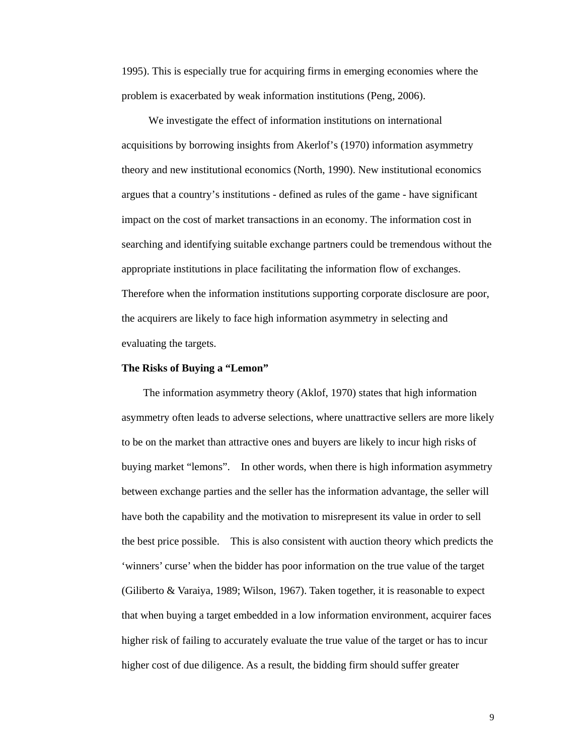1995). This is especially true for acquiring firms in emerging economies where the problem is exacerbated by weak information institutions (Peng, 2006).

We investigate the effect of information institutions on international acquisitions by borrowing insights from Akerlof's (1970) information asymmetry theory and new institutional economics (North, 1990). New institutional economics argues that a country's institutions - defined as rules of the game - have significant impact on the cost of market transactions in an economy. The information cost in searching and identifying suitable exchange partners could be tremendous without the appropriate institutions in place facilitating the information flow of exchanges. Therefore when the information institutions supporting corporate disclosure are poor, the acquirers are likely to face high information asymmetry in selecting and evaluating the targets.

**The Risks of Buying a "Lemon"**

The information asymmetry theory (Aklof, 1970) states that high information asymmetry often leads to adverse selections, where unattractive sellers are more likely to be on the market than attractive ones and buyers are likely to incur high risks of buying market "lemons". In other words, when there is high information asymmetry between exchange parties and the seller has the information advantage, the seller will have both the capability and the motivation to misrepresent its value in order to sell the best price possible. This is also consistent with auction theory which predicts the 'winners' curse' when the bidder has poor information on the true value of the target (Giliberto & Varaiya, 1989; Wilson, 1967). Taken together, it is reasonable to expect that when buying a target embedded in a low information environment, acquirer faces higher risk of failing to accurately evaluate the true value of the target or has to incur higher cost of due diligence. As a result, the bidding firm should suffer greater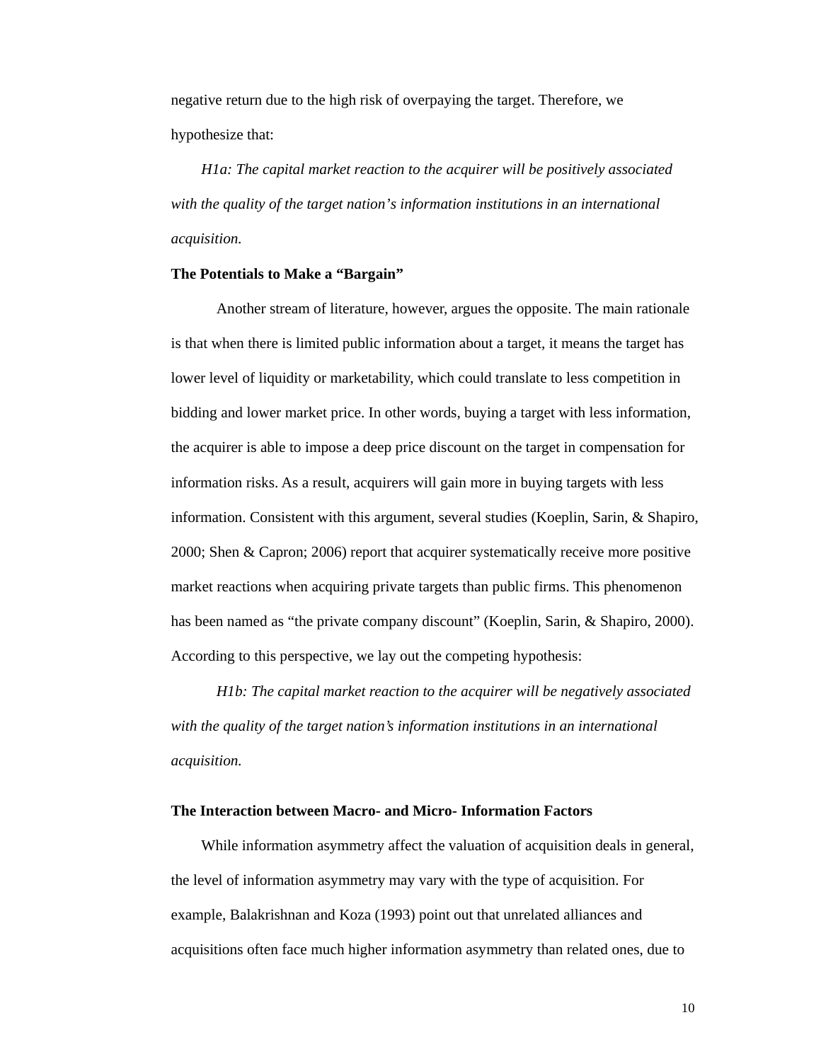negative return due to the high risk of overpaying the target. Therefore, we hypothesize that:

*H1a: The capital market reaction to the acquirer will be positively associated with the quality of the target nation's information institutions in an international acquisition.*

**The Potentials to Make a "Bargain"**

Another stream of literature, however, argues the opposite. The main rationale is that when there is limited public information about a target, it means the target has lower level of liquidity or marketability, which could translate to less competition in bidding and lower market price. In other words, buying a target with less information, the acquirer is able to impose a deep price discount on the target in compensation for information risks. As a result, acquirers will gain more in buying targets with less information. Consistent with this argument, several studies (Koeplin, Sarin, & Shapiro, 2000; Shen & Capron; 2006) report that acquirer systematically receive more positive market reactions when acquiring private targets than public firms. This phenomenon has been named as "the private company discount" (Koeplin, Sarin, & Shapiro, 2000). According to this perspective, we lay out the competing hypothesis:

*H1b: The capital market reaction to the acquirer will be negatively associated with the quality of the target nation's information institutions in an international acquisition.*

**The Interaction between Macro- and Micro- Information Factors**

While information asymmetry affect the valuation of acquisition deals in general, the level of information asymmetry may vary with the type of acquisition. For example, Balakrishnan and Koza (1993) point out that unrelated alliances and acquisitions often face much higher information asymmetry than related ones, due to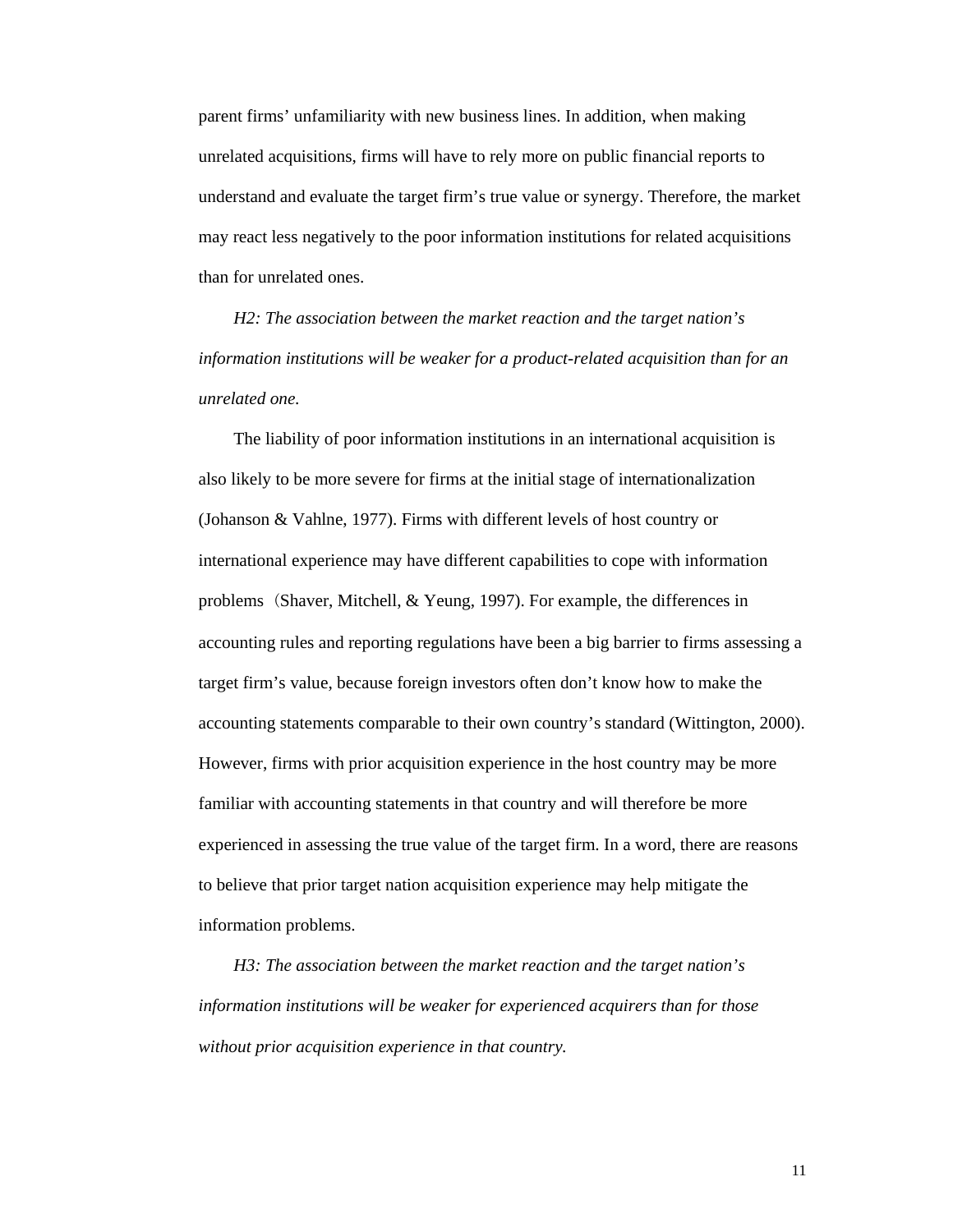parent firms' unfamiliarity with new business lines. In addition, when making unrelated acquisitions, firms will have to rely more on public financial reports to understand and evaluate the target firm's true value or synergy. Therefore, the market may react less negatively to the poor information institutions for related acquisitions than for unrelated ones.

*H2: The association between the market reaction and the target nation's information institutions will be weaker for a product-related acquisition than for an unrelated one.*

The liability of poor information institutions in an international acquisition is also likely to be more severe for firms at the initial stage of internationalization (Johanson & Vahlne, 1977). Firms with different levels of host country or international experience may have different capabilities to cope with information problems（Shaver, Mitchell, & Yeung, 1997). For example, the differences in accounting rules and reporting regulations have been a big barrier to firms assessing a target firm's value, because foreign investors often don't know how to make the accounting statements comparable to their own country's standard (Wittington, 2000). However, firms with prior acquisition experience in the host country may be more familiar with accounting statements in that country and will therefore be more experienced in assessing the true value of the target firm. In a word, there are reasons to believe that prior target nation acquisition experience may help mitigate the information problems.

*H3: The association between the market reaction and the target nation's information institutions will be weaker for experienced acquirers than for those without prior acquisition experience in that country.*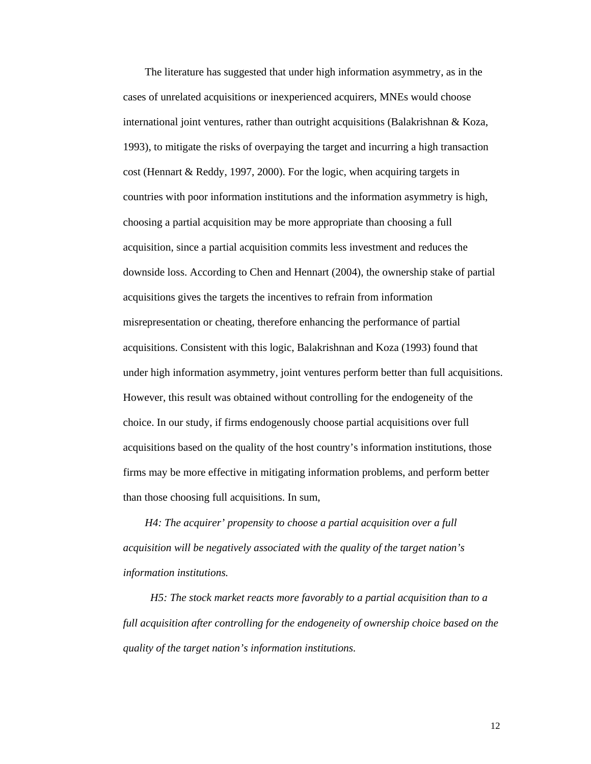The literature has suggested that under high information asymmetry, as in the cases of unrelated acquisitions or inexperienced acquirers, MNEs would choose international joint ventures, rather than outright acquisitions (Balakrishnan & Koza, 1993), to mitigate the risks of overpaying the target and incurring a high transaction cost (Hennart & Reddy, 1997, 2000). For the logic, when acquiring targets in countries with poor information institutions and the information asymmetry is high, choosing a partial acquisition may be more appropriate than choosing a full acquisition, since a partial acquisition commits less investment and reduces the downside loss. According to Chen and Hennart (2004), the ownership stake of partial acquisitions gives the targets the incentives to refrain from information misrepresentation or cheating, therefore enhancing the performance of partial acquisitions. Consistent with this logic, Balakrishnan and Koza (1993) found that under high information asymmetry, joint ventures perform better than full acquisitions. However, this result was obtained without controlling for the endogeneity of the choice. In our study, if firms endogenously choose partial acquisitions over full acquisitions based on the quality of the host country's information institutions, those firms may be more effective in mitigating information problems, and perform better than those choosing full acquisitions. In sum,

*H4: The acquirer' propensity to choose a partial acquisition over a full acquisition will be negatively associated with the quality of the target nation's information institutions.*

*H5: The stock market reacts more favorably to a partial acquisition than to a full acquisition after controlling for the endogeneity of ownership choice based on the quality of the target nation's information institutions.*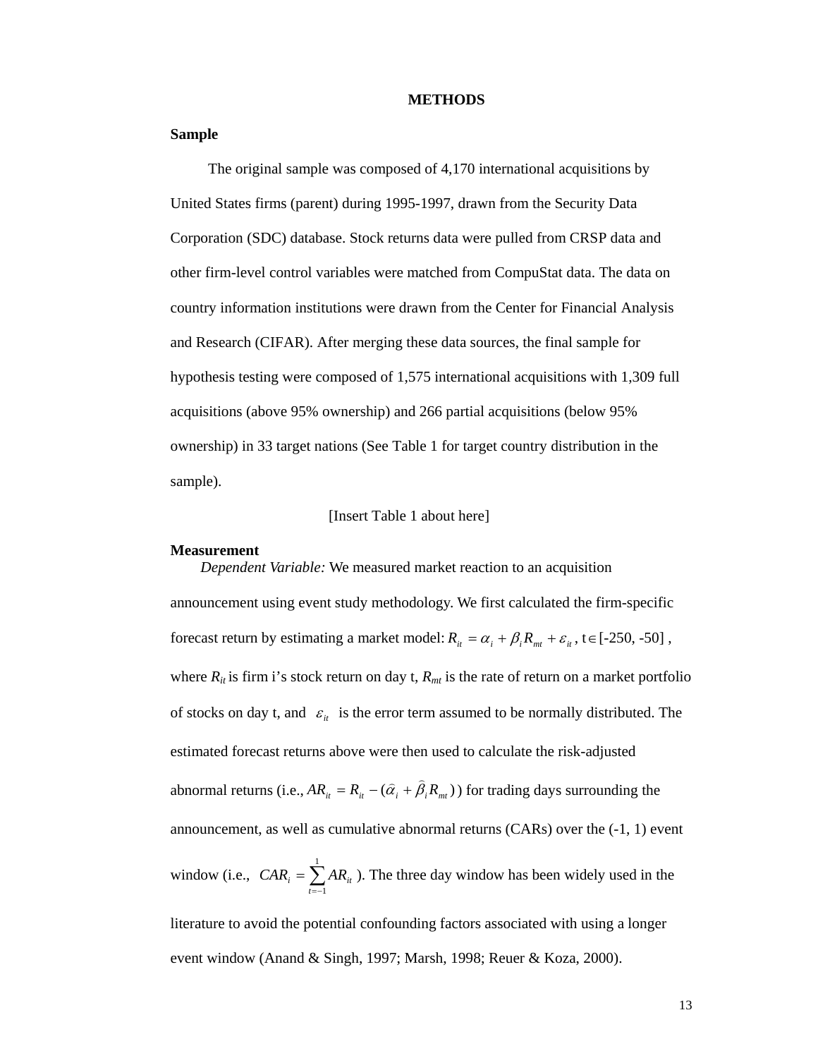# METHODS

## Sample

The original sample was composed of 4,170 international acquisitions by United States firms (parent) during 1995-1997, drawn from the Security Data Corporation (SDC) database. Stock returns data were pulled from CRSP data and other firm-level control variables were matched from CompuStat data. The data on country information institutions were drawn from the Center for Financial Analysis and Research (CIFAR). After merging these data sources, the final sample for hypothesis testing were composed of 1,575 international acquisitions with 1,309 full acquisitions (above 95% ownership) and 266 partial acquisitions (below 95% ownership) in 33 target nations (See Table 1 for target country distribution in the sample).

[Insert Table 1 about here]

## Measurement

*Dependent Variable:* We measured market reaction to an acquisition announcement using event study methodology. We first calculated the firm-specific forecast return by estimating a market model: $R_{it} = \alpha_i + \beta_i R_{mt} + \varepsilon_{it}$, $t \in [-250, -50]$, where $R_{it}$ is firm i's stock return on day t, $R_{mt}$ is the rate of return on a market portfolio of stocks on day t, and $\varepsilon_{it}$ is the error term assumed to be normally distributed. The estimated forecast returns above were then used to calculate the risk-adjusted abnormal returns (i.e., $AR_{it} = R_{it} - (\hat{\alpha}_i + \hat{\beta}_i R_{mt})$) for trading days surrounding the announcement, as well as cumulative abnormal returns (CARs) over the (-1, 1) event window (i.e., $CAR_i = \sum_{t=-1}^{1} AR_{it}$). The three day window has been widely used in the literature to avoid the potential confounding factors associated with using a longer event window (Anand & Singh, 1997; Marsh, 1998; Reuer & Koza, 2000).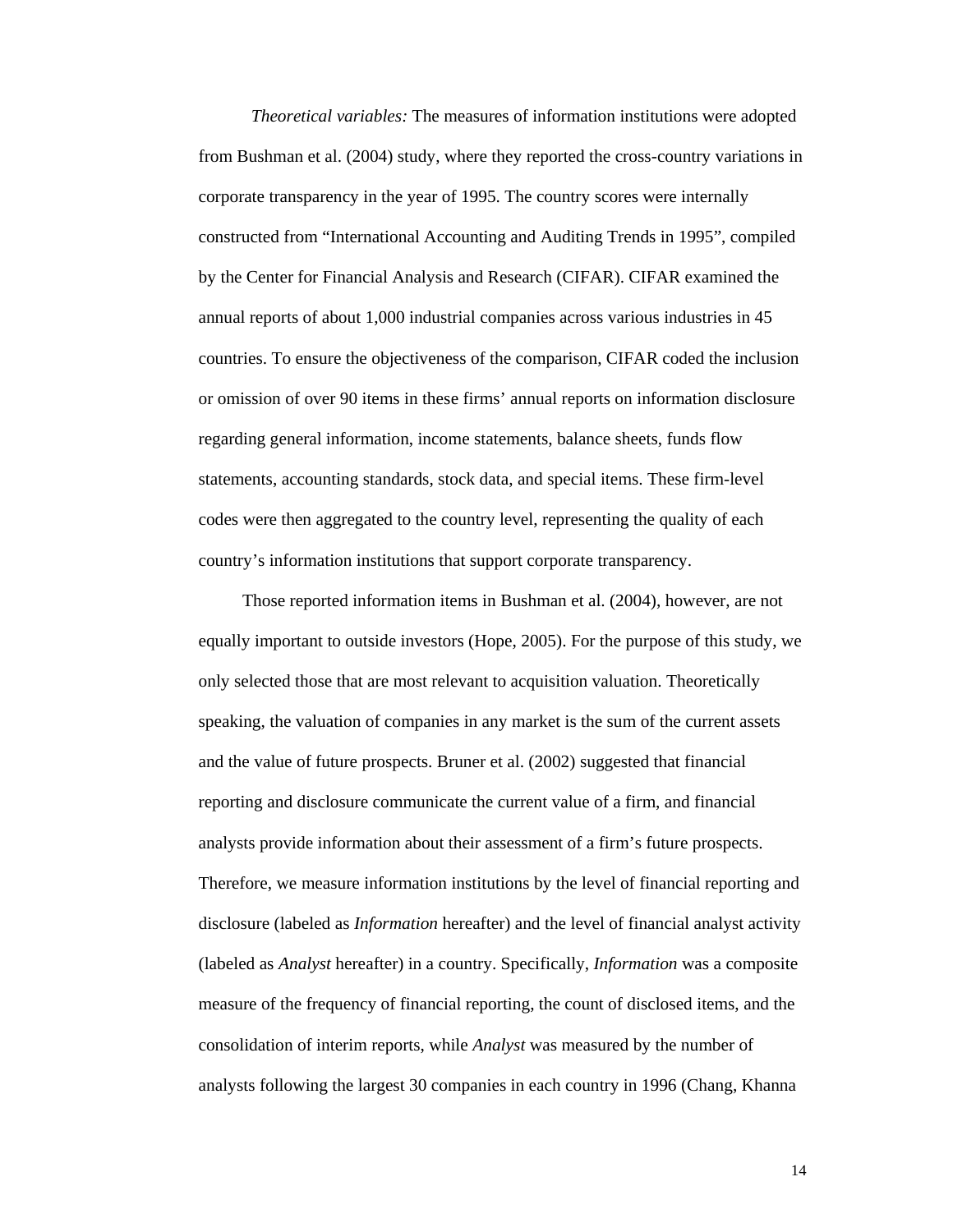*Theoretical variables:* The measures of information institutions were adopted from Bushman et al. (2004) study, where they reported the cross-country variations in corporate transparency in the year of 1995. The country scores were internally constructed from "International Accounting and Auditing Trends in 1995", compiled by the Center for Financial Analysis and Research (CIFAR). CIFAR examined the annual reports of about 1,000 industrial companies across various industries in 45 countries. To ensure the objectiveness of the comparison, CIFAR coded the inclusion or omission of over 90 items in these firms' annual reports on information disclosure regarding general information, income statements, balance sheets, funds flow statements, accounting standards, stock data, and special items. These firm-level codes were then aggregated to the country level, representing the quality of each country's information institutions that support corporate transparency.

Those reported information items in Bushman et al. (2004), however, are not equally important to outside investors (Hope, 2005). For the purpose of this study, we only selected those that are most relevant to acquisition valuation. Theoretically speaking, the valuation of companies in any market is the sum of the current assets and the value of future prospects. Bruner et al. (2002) suggested that financial reporting and disclosure communicate the current value of a firm, and financial analysts provide information about their assessment of a firm's future prospects. Therefore, we measure information institutions by the level of financial reporting and disclosure (labeled as *Information* hereafter) and the level of financial analyst activity (labeled as *Analyst* hereafter) in a country. Specifically, *Information* was a composite measure of the frequency of financial reporting, the count of disclosed items, and the consolidation of interim reports, while *Analyst* was measured by the number of analysts following the largest 30 companies in each country in 1996 (Chang, Khanna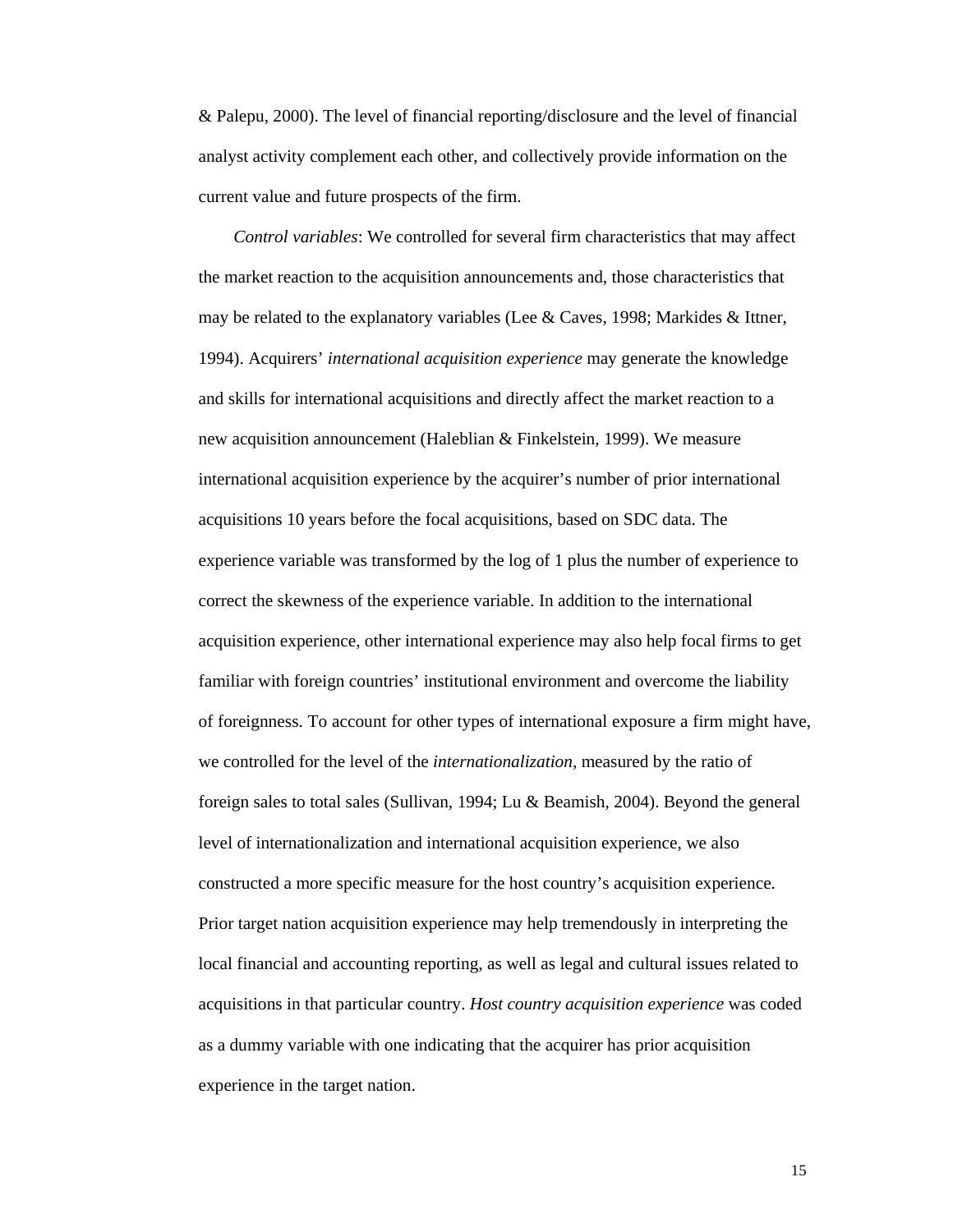& Palepu, 2000). The level of financial reporting/disclosure and the level of financial analyst activity complement each other, and collectively provide information on the current value and future prospects of the firm.

*Control variables*: We controlled for several firm characteristics that may affect the market reaction to the acquisition announcements and, those characteristics that may be related to the explanatory variables (Lee & Caves, 1998; Markides & Ittner, 1994). Acquirers' *international acquisition experience* may generate the knowledge and skills for international acquisitions and directly affect the market reaction to a new acquisition announcement (Haleblian & Finkelstein, 1999). We measure international acquisition experience by the acquirer's number of prior international acquisitions 10 years before the focal acquisitions, based on SDC data. The experience variable was transformed by the log of 1 plus the number of experience to correct the skewness of the experience variable. In addition to the international acquisition experience, other international experience may also help focal firms to get familiar with foreign countries' institutional environment and overcome the liability of foreignness. To account for other types of international exposure a firm might have, we controlled for the level of the *internationalization*, measured by the ratio of foreign sales to total sales (Sullivan, 1994; Lu & Beamish, 2004). Beyond the general level of internationalization and international acquisition experience, we also constructed a more specific measure for the host country's acquisition experience. Prior target nation acquisition experience may help tremendously in interpreting the local financial and accounting reporting, as well as legal and cultural issues related to acquisitions in that particular country. *Host country acquisition experience* was coded as a dummy variable with one indicating that the acquirer has prior acquisition experience in the target nation.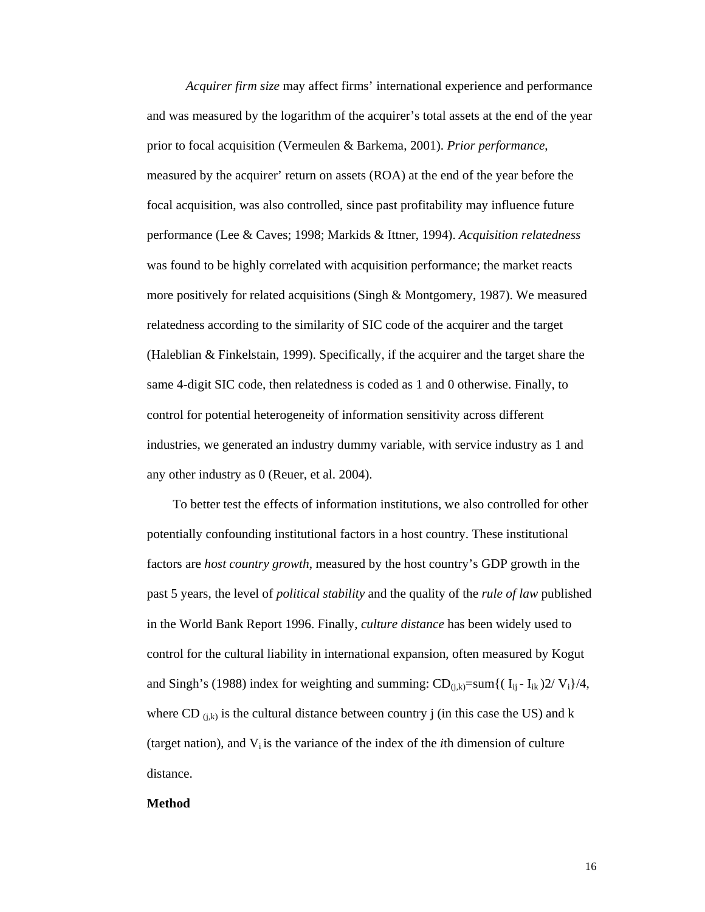*Acquirer firm size* may affect firms' international experience and performance and was measured by the logarithm of the acquirer's total assets at the end of the year prior to focal acquisition (Vermeulen & Barkema, 2001). *Prior performance*, measured by the acquirer' return on assets (ROA) at the end of the year before the focal acquisition, was also controlled, since past profitability may influence future performance (Lee & Caves; 1998; Markids & Ittner, 1994). *Acquisition relatedness* was found to be highly correlated with acquisition performance; the market reacts more positively for related acquisitions (Singh & Montgomery, 1987). We measured relatedness according to the similarity of SIC code of the acquirer and the target (Haleblian & Finkelstain, 1999). Specifically, if the acquirer and the target share the same 4-digit SIC code, then relatedness is coded as 1 and 0 otherwise. Finally, to control for potential heterogeneity of information sensitivity across different industries, we generated an industry dummy variable, with service industry as 1 and any other industry as 0 (Reuer, et al. 2004).

To better test the effects of information institutions, we also controlled for other potentially confounding institutional factors in a host country. These institutional factors are *host country growth*, measured by the host country's GDP growth in the past 5 years, the level of *political stability* and the quality of the *rule of law* published in the World Bank Report 1996. Finally, *culture distance* has been widely used to control for the cultural liability in international expansion, often measured by Kogut and Singh's (1988) index for weighting and summing: $CD_{(j,k)}=\text{sum}\{(I_{ij} - I_{ik})2/V_i\}/4$, where $CD_{(j,k)}$ is the cultural distance between country j (in this case the US) and k (target nation), and $V_i$ is the variance of the index of the *i*th dimension of culture distance.

**Method**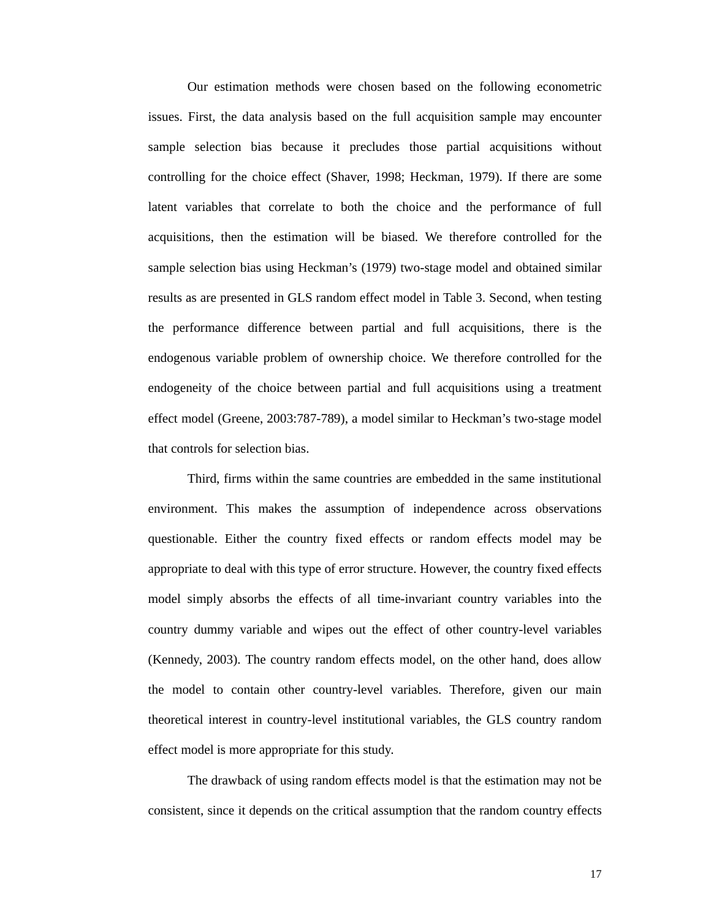Our estimation methods were chosen based on the following econometric issues. First, the data analysis based on the full acquisition sample may encounter sample selection bias because it precludes those partial acquisitions without controlling for the choice effect (Shaver, 1998; Heckman, 1979). If there are some latent variables that correlate to both the choice and the performance of full acquisitions, then the estimation will be biased. We therefore controlled for the sample selection bias using Heckman's (1979) two-stage model and obtained similar results as are presented in GLS random effect model in Table 3. Second, when testing the performance difference between partial and full acquisitions, there is the endogenous variable problem of ownership choice. We therefore controlled for the endogeneity of the choice between partial and full acquisitions using a treatment effect model (Greene, 2003:787-789), a model similar to Heckman's two-stage model that controls for selection bias.

Third, firms within the same countries are embedded in the same institutional environment. This makes the assumption of independence across observations questionable. Either the country fixed effects or random effects model may be appropriate to deal with this type of error structure. However, the country fixed effects model simply absorbs the effects of all time-invariant country variables into the country dummy variable and wipes out the effect of other country-level variables (Kennedy, 2003). The country random effects model, on the other hand, does allow the model to contain other country-level variables. Therefore, given our main theoretical interest in country-level institutional variables, the GLS country random effect model is more appropriate for this study.

The drawback of using random effects model is that the estimation may not be consistent, since it depends on the critical assumption that the random country effects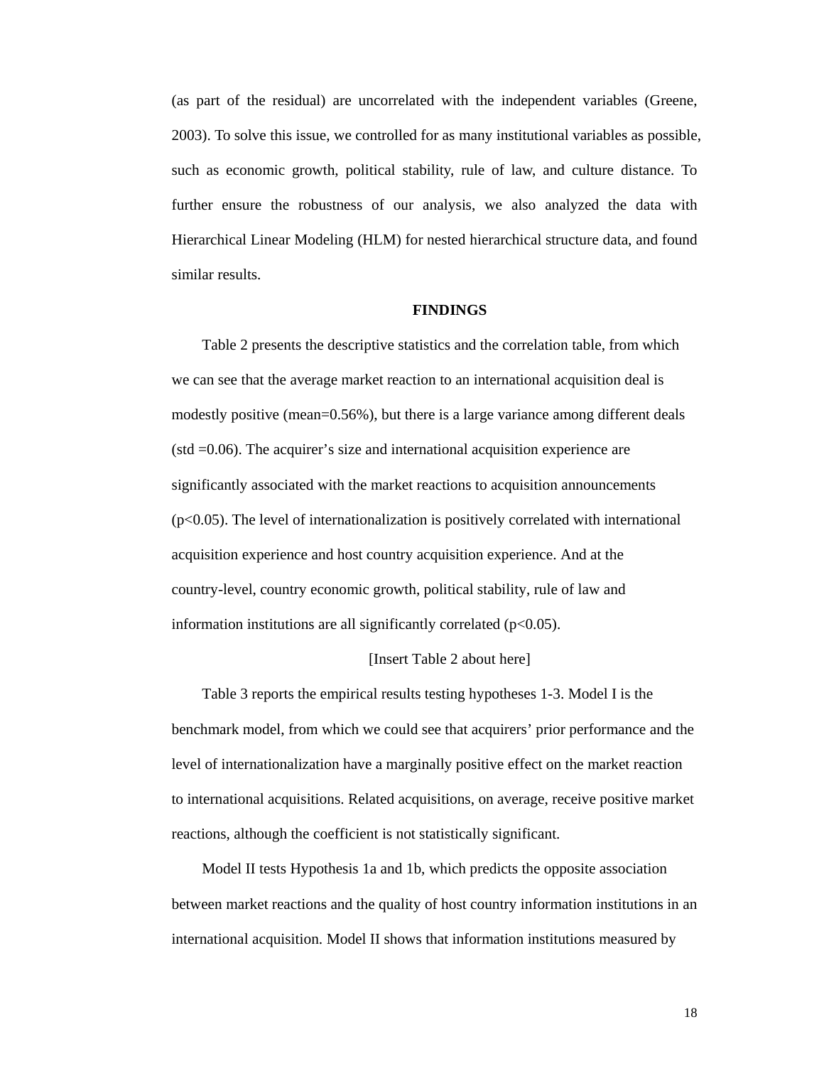(as part of the residual) are uncorrelated with the independent variables (Greene, 2003). To solve this issue, we controlled for as many institutional variables as possible, such as economic growth, political stability, rule of law, and culture distance. To further ensure the robustness of our analysis, we also analyzed the data with Hierarchical Linear Modeling (HLM) for nested hierarchical structure data, and found similar results.

## FINDINGS

Table 2 presents the descriptive statistics and the correlation table, from which we can see that the average market reaction to an international acquisition deal is modestly positive (mean=0.56%), but there is a large variance among different deals (std =0.06). The acquirer's size and international acquisition experience are significantly associated with the market reactions to acquisition announcements ($p<0.05$). The level of internationalization is positively correlated with international acquisition experience and host country acquisition experience. And at the country-level, country economic growth, political stability, rule of law and information institutions are all significantly correlated ($p<0.05$).

[Insert Table 2 about here]

Table 3 reports the empirical results testing hypotheses 1-3. Model I is the benchmark model, from which we could see that acquirers' prior performance and the level of internationalization have a marginally positive effect on the market reaction to international acquisitions. Related acquisitions, on average, receive positive market reactions, although the coefficient is not statistically significant.

Model II tests Hypothesis 1a and 1b, which predicts the opposite association between market reactions and the quality of host country information institutions in an international acquisition. Model II shows that information institutions measured by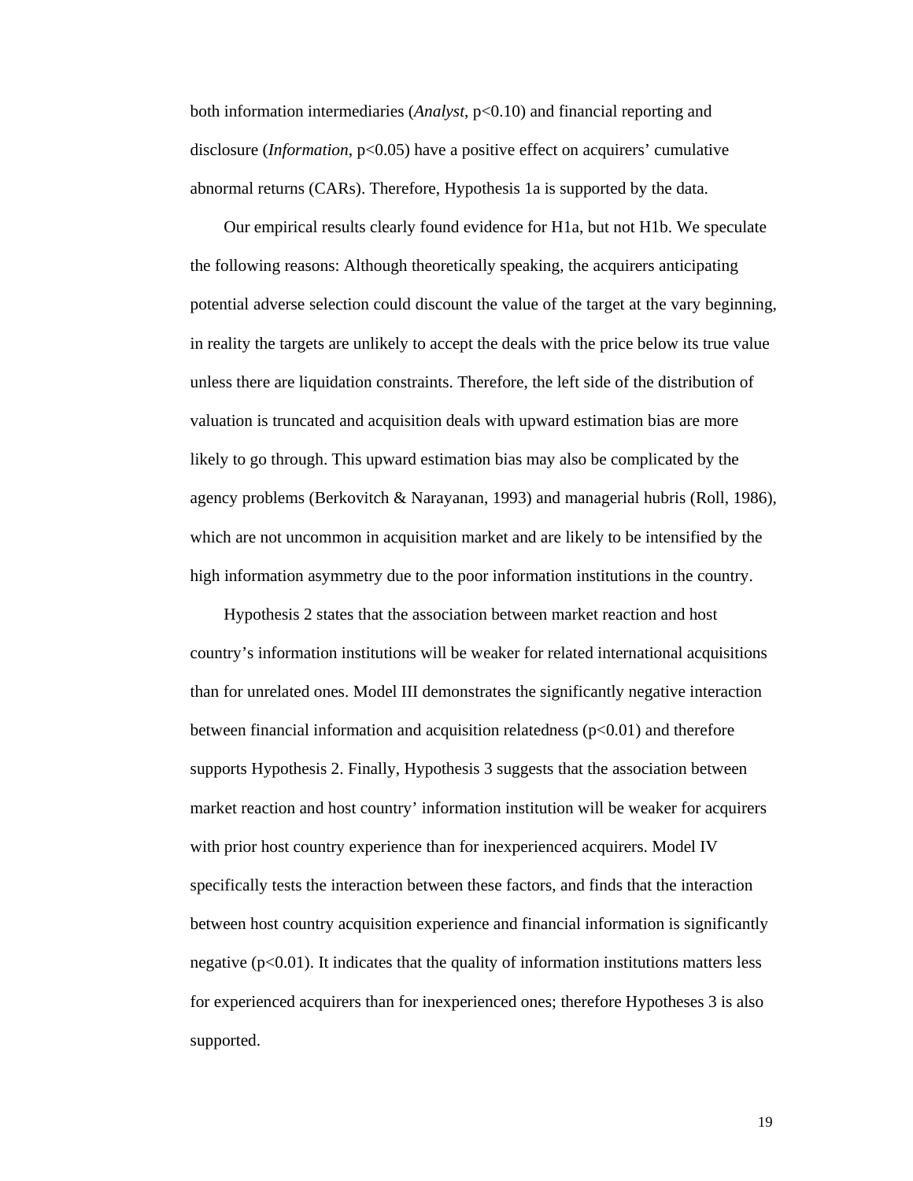both information intermediaries (*Analyst*, $p<0.10$) and financial reporting and disclosure (*Information*, $p<0.05$) have a positive effect on acquirers' cumulative abnormal returns (CARs). Therefore, Hypothesis 1a is supported by the data.

Our empirical results clearly found evidence for H1a, but not H1b. We speculate the following reasons: Although theoretically speaking, the acquirers anticipating potential adverse selection could discount the value of the target at the vary beginning, in reality the targets are unlikely to accept the deals with the price below its true value unless there are liquidation constraints. Therefore, the left side of the distribution of valuation is truncated and acquisition deals with upward estimation bias are more likely to go through. This upward estimation bias may also be complicated by the agency problems (Berkovitch & Narayanan, 1993) and managerial hubris (Roll, 1986), which are not uncommon in acquisition market and are likely to be intensified by the high information asymmetry due to the poor information institutions in the country.

Hypothesis 2 states that the association between market reaction and host country's information institutions will be weaker for related international acquisitions than for unrelated ones. Model III demonstrates the significantly negative interaction between financial information and acquisition relatedness ($p<0.01$) and therefore supports Hypothesis 2. Finally, Hypothesis 3 suggests that the association between market reaction and host country' information institution will be weaker for acquirers with prior host country experience than for inexperienced acquirers. Model IV specifically tests the interaction between these factors, and finds that the interaction between host country acquisition experience and financial information is significantly negative ($p<0.01$). It indicates that the quality of information institutions matters less for experienced acquirers than for inexperienced ones; therefore Hypotheses 3 is also supported.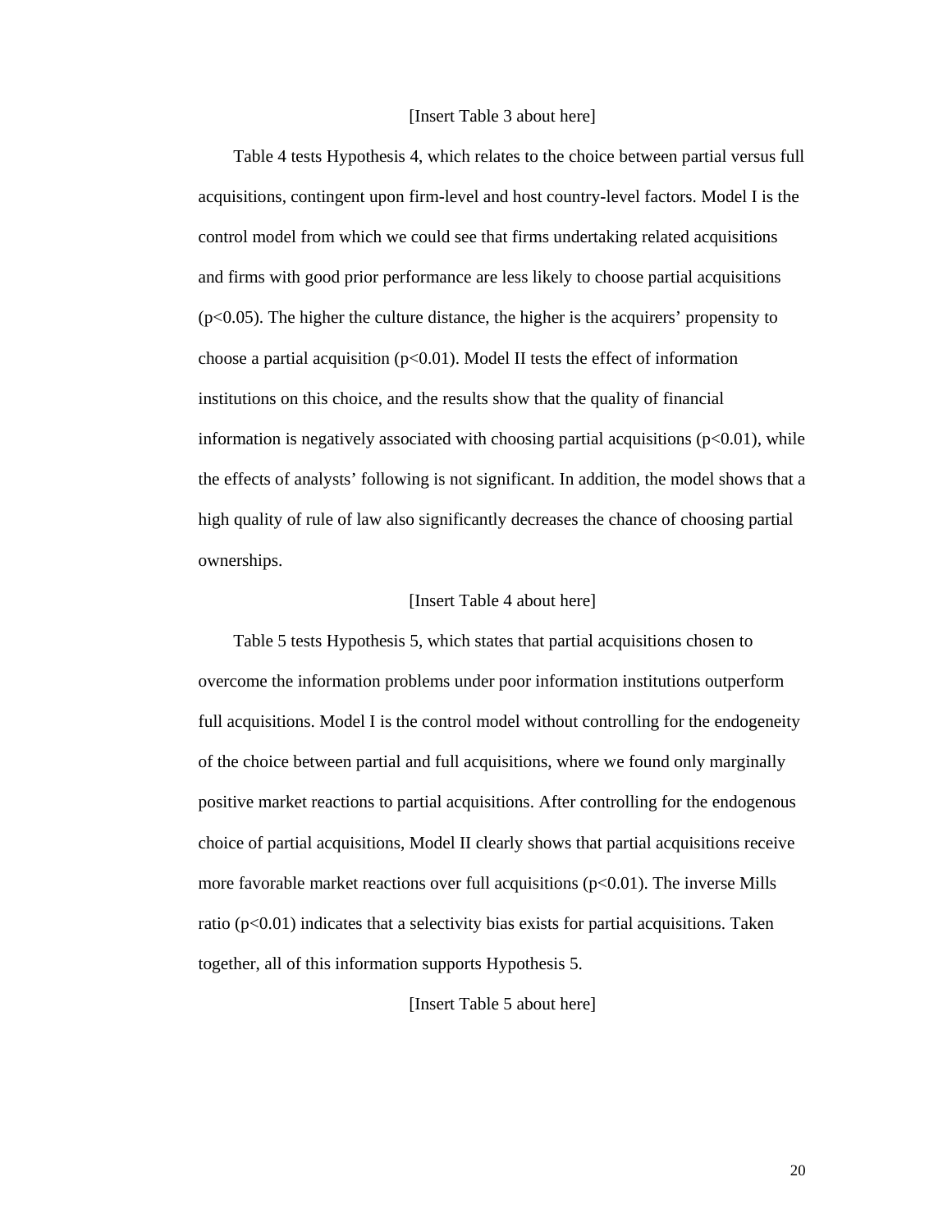[Insert Table 3 about here]

Table 4 tests Hypothesis 4, which relates to the choice between partial versus full acquisitions, contingent upon firm-level and host country-level factors. Model I is the control model from which we could see that firms undertaking related acquisitions and firms with good prior performance are less likely to choose partial acquisitions ($p<0.05$). The higher the culture distance, the higher is the acquirers' propensity to choose a partial acquisition ($p<0.01$). Model II tests the effect of information institutions on this choice, and the results show that the quality of financial information is negatively associated with choosing partial acquisitions ($p<0.01$), while the effects of analysts' following is not significant. In addition, the model shows that a high quality of rule of law also significantly decreases the chance of choosing partial ownerships.

[Insert Table 4 about here]

Table 5 tests Hypothesis 5, which states that partial acquisitions chosen to overcome the information problems under poor information institutions outperform full acquisitions. Model I is the control model without controlling for the endogeneity of the choice between partial and full acquisitions, where we found only marginally positive market reactions to partial acquisitions. After controlling for the endogenous choice of partial acquisitions, Model II clearly shows that partial acquisitions receive more favorable market reactions over full acquisitions ($p<0.01$). The inverse Mills ratio ($p<0.01$) indicates that a selectivity bias exists for partial acquisitions. Taken together, all of this information supports Hypothesis 5.

[Insert Table 5 about here]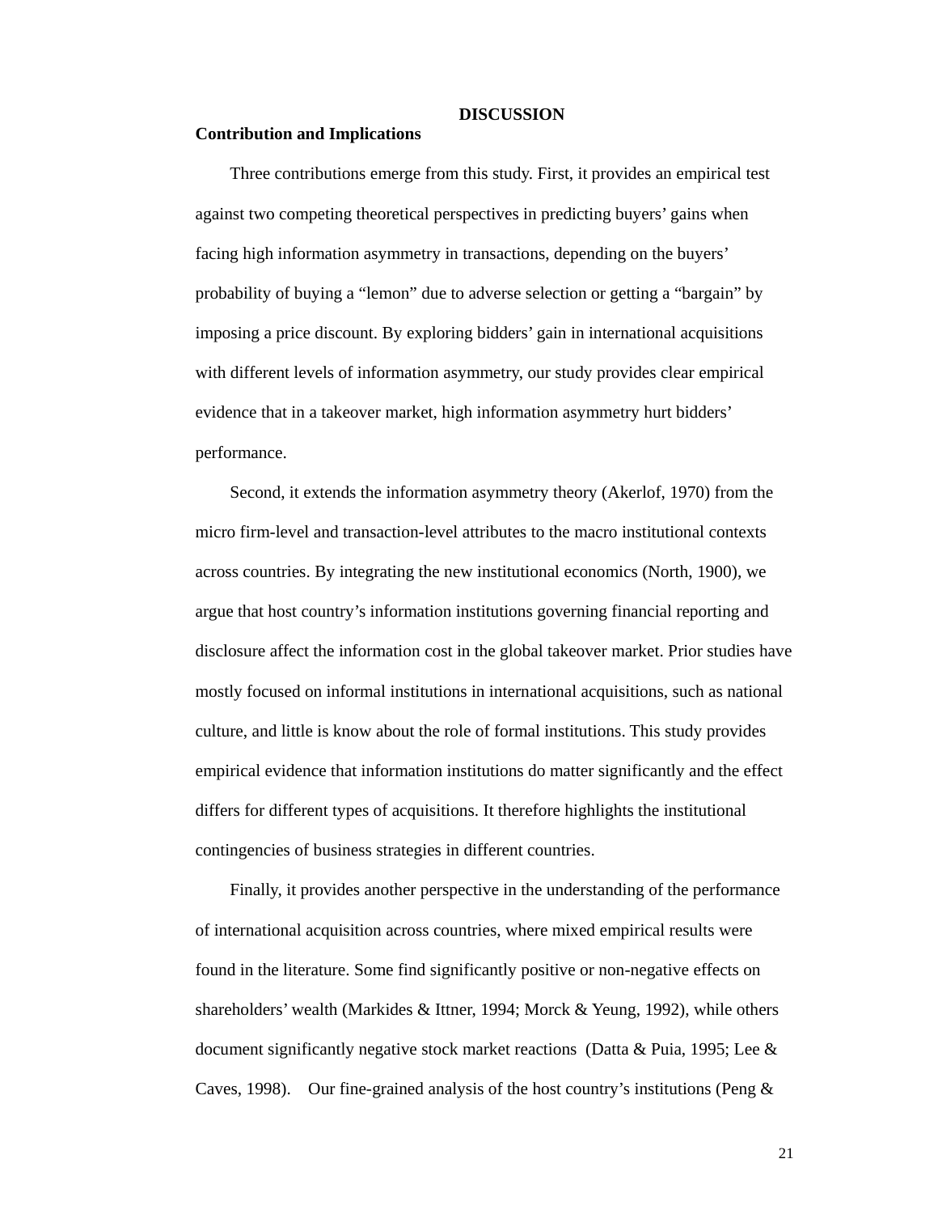## DISCUSSION

### Contribution and Implications

Three contributions emerge from this study. First, it provides an empirical test against two competing theoretical perspectives in predicting buyers' gains when facing high information asymmetry in transactions, depending on the buyers' probability of buying a "lemon" due to adverse selection or getting a "bargain" by imposing a price discount. By exploring bidders' gain in international acquisitions with different levels of information asymmetry, our study provides clear empirical evidence that in a takeover market, high information asymmetry hurt bidders' performance.

Second, it extends the information asymmetry theory (Akerlof, 1970) from the micro firm-level and transaction-level attributes to the macro institutional contexts across countries. By integrating the new institutional economics (North, 1900), we argue that host country's information institutions governing financial reporting and disclosure affect the information cost in the global takeover market. Prior studies have mostly focused on informal institutions in international acquisitions, such as national culture, and little is know about the role of formal institutions. This study provides empirical evidence that information institutions do matter significantly and the effect differs for different types of acquisitions. It therefore highlights the institutional contingencies of business strategies in different countries.

Finally, it provides another perspective in the understanding of the performance of international acquisition across countries, where mixed empirical results were found in the literature. Some find significantly positive or non-negative effects on shareholders' wealth (Markides & Ittner, 1994; Morck & Yeung, 1992), while others document significantly negative stock market reactions (Datta & Puia, 1995; Lee & Caves, 1998). Our fine-grained analysis of the host country's institutions (Peng &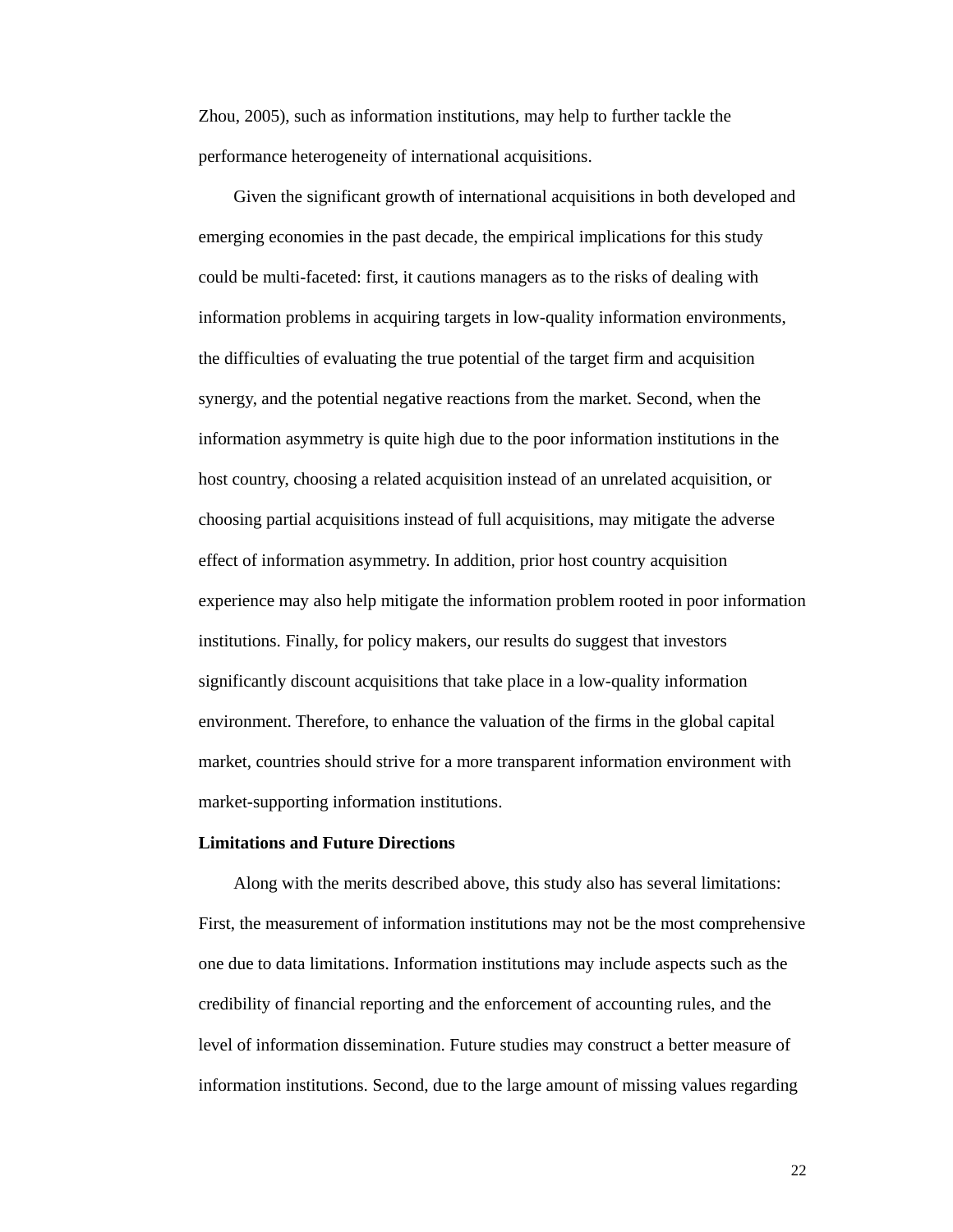Zhou, 2005), such as information institutions, may help to further tackle the performance heterogeneity of international acquisitions.

Given the significant growth of international acquisitions in both developed and emerging economies in the past decade, the empirical implications for this study could be multi-faceted: first, it cautions managers as to the risks of dealing with information problems in acquiring targets in low-quality information environments, the difficulties of evaluating the true potential of the target firm and acquisition synergy, and the potential negative reactions from the market. Second, when the information asymmetry is quite high due to the poor information institutions in the host country, choosing a related acquisition instead of an unrelated acquisition, or choosing partial acquisitions instead of full acquisitions, may mitigate the adverse effect of information asymmetry. In addition, prior host country acquisition experience may also help mitigate the information problem rooted in poor information institutions. Finally, for policy makers, our results do suggest that investors significantly discount acquisitions that take place in a low-quality information environment. Therefore, to enhance the valuation of the firms in the global capital market, countries should strive for a more transparent information environment with market-supporting information institutions.

**Limitations and Future Directions**

Along with the merits described above, this study also has several limitations: First, the measurement of information institutions may not be the most comprehensive one due to data limitations. Information institutions may include aspects such as the credibility of financial reporting and the enforcement of accounting rules, and the level of information dissemination. Future studies may construct a better measure of information institutions. Second, due to the large amount of missing values regarding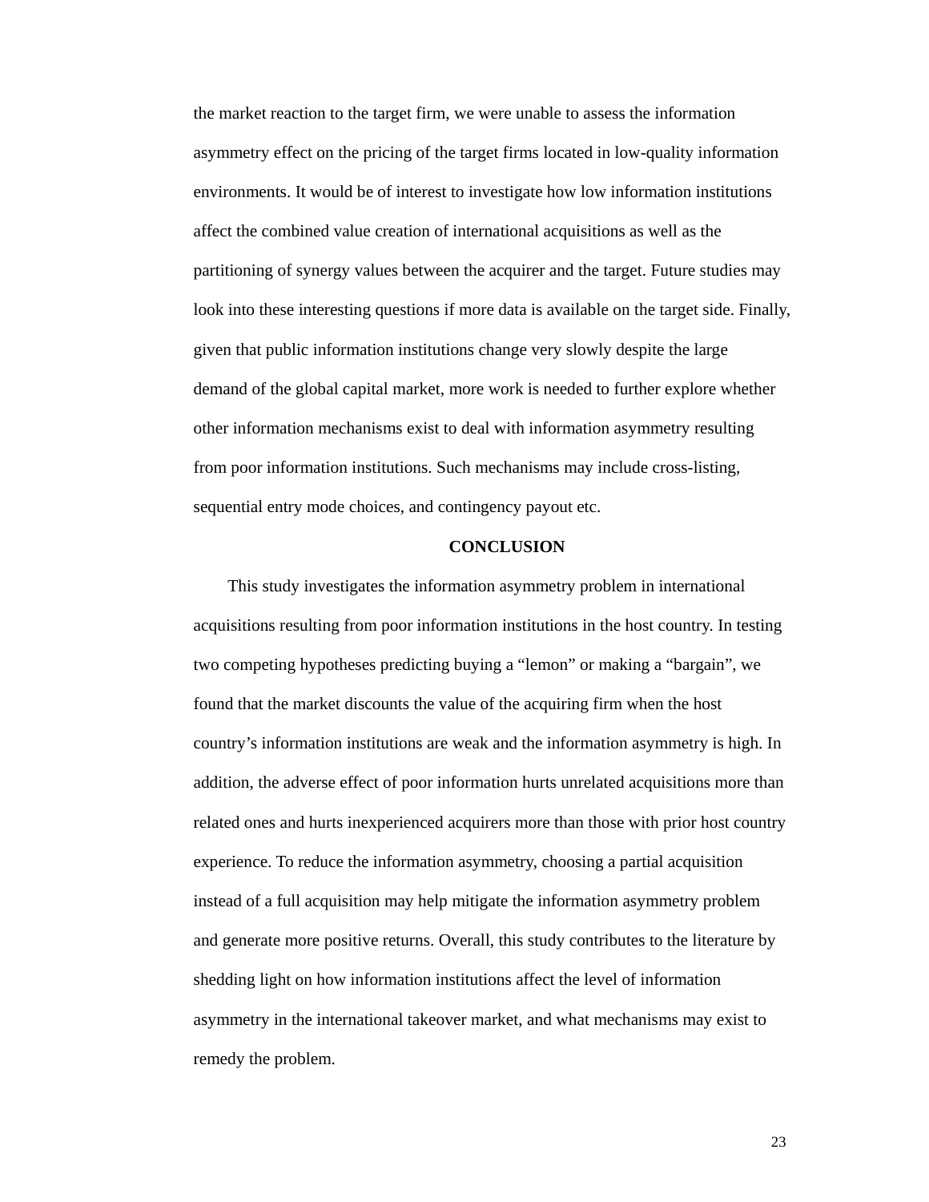the market reaction to the target firm, we were unable to assess the information asymmetry effect on the pricing of the target firms located in low-quality information environments. It would be of interest to investigate how low information institutions affect the combined value creation of international acquisitions as well as the partitioning of synergy values between the acquirer and the target. Future studies may look into these interesting questions if more data is available on the target side. Finally, given that public information institutions change very slowly despite the large demand of the global capital market, more work is needed to further explore whether other information mechanisms exist to deal with information asymmetry resulting from poor information institutions. Such mechanisms may include cross-listing, sequential entry mode choices, and contingency payout etc.

## CONCLUSION

This study investigates the information asymmetry problem in international acquisitions resulting from poor information institutions in the host country. In testing two competing hypotheses predicting buying a "lemon" or making a "bargain", we found that the market discounts the value of the acquiring firm when the host country's information institutions are weak and the information asymmetry is high. In addition, the adverse effect of poor information hurts unrelated acquisitions more than related ones and hurts inexperienced acquirers more than those with prior host country experience. To reduce the information asymmetry, choosing a partial acquisition instead of a full acquisition may help mitigate the information asymmetry problem and generate more positive returns. Overall, this study contributes to the literature by shedding light on how information institutions affect the level of information asymmetry in the international takeover market, and what mechanisms may exist to remedy the problem.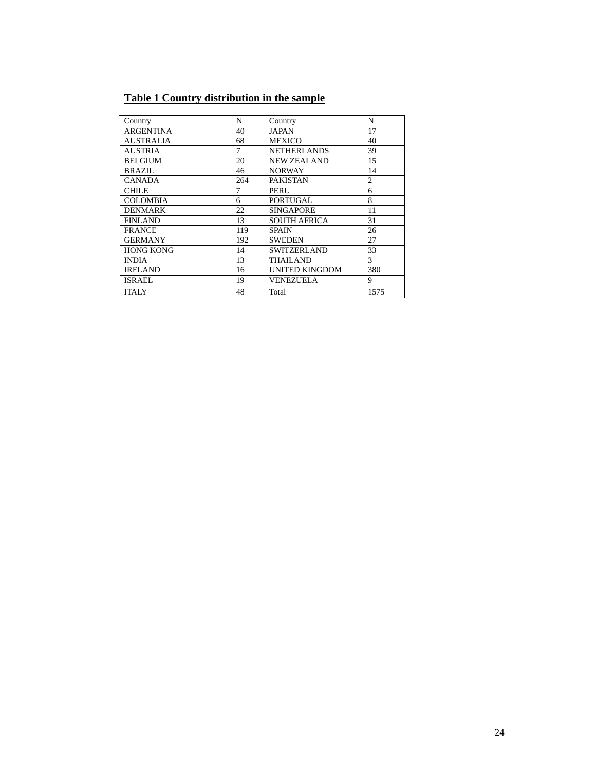**Table 1 Country distribution in the sample**

| Country | N | Country | N |
|---|---|---|---|
| ARGENTINA | 40 | JAPAN | 17 |
| AUSTRALIA | 68 | MEXICO | 40 |
| AUSTRIA | 7 | NETHERLANDS | 39 |
| BELGIUM | 20 | NEW ZEALAND | 15 |
| BRAZIL | 46 | NORWAY | 14 |
| CANADA | 264 | PAKISTAN | 2 |
| CHILE | 7 | PERU | 6 |
| COLOMBIA | 6 | PORTUGAL | 8 |
| DENMARK | 22 | SINGAPORE | 11 |
| FINLAND | 13 | SOUTH AFRICA | 31 |
| FRANCE | 119 | SPAIN | 26 |
| GERMANY | 192 | SWEDEN | 27 |
| HONG KONG | 14 | SWITZERLAND | 33 |
| INDIA | 13 | THAILAND | 3 |
| IRELAND | 16 | UNITED KINGDOM | 380 |
| ISRAEL | 19 | VENEZUELA | 9 |
| ITALY | 48 | Total | 1575 |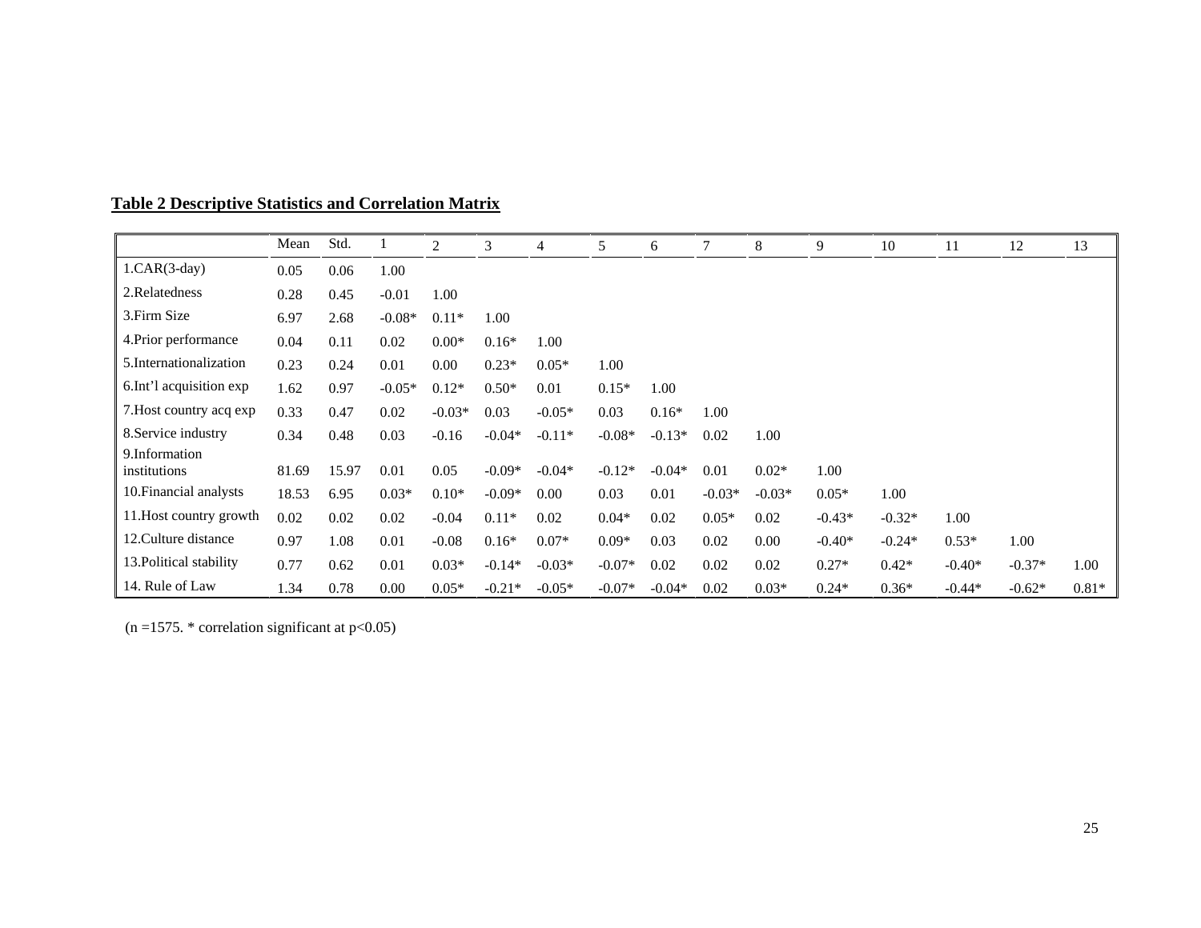**Table 2 Descriptive Statistics and Correlation Matrix**

| | Mean | Std. | 1 | 2 | 3 | 4 | 5 | 6 | 7 | 8 | 9 | 10 | 11 | 12 | 13 |
|---|---|---|---|---|---|---|---|---|---|---|---|---|---|---|---|
| 1.CAR(3-day) | 0.05 | 0.06 | 1.00 | | | | | | | | | | | | |
| 2.Relatedness | 0.28 | 0.45 | -0.01 | 1.00 | | | | | | | | | | | |
| 3.Firm Size | 6.97 | 2.68 | -0.08* | 0.11* | 1.00 | | | | | | | | | | |
| 4.Prior performance | 0.04 | 0.11 | 0.02 | 0.00* | 0.16* | 1.00 | | | | | | | | | |
| 5.Internationalization | 0.23 | 0.24 | 0.01 | 0.00 | 0.23* | 0.05* | 1.00 | | | | | | | | |
| 6.Int'l acquisition exp | 1.62 | 0.97 | -0.05* | 0.12* | 0.50* | 0.01 | 0.15* | 1.00 | | | | | | | |
| 7.Host country acq exp | 0.33 | 0.47 | 0.02 | -0.03* | 0.03 | -0.05* | 0.03 | 0.16* | 1.00 | | | | | | |
| 8.Service industry | 0.34 | 0.48 | 0.03 | -0.16 | -0.04* | -0.11* | -0.08* | -0.13* | 0.02 | 1.00 | | | | | |
| 9.Information institutions | 81.69 | 15.97 | 0.01 | 0.05 | -0.09* | -0.04* | -0.12* | -0.04* | 0.01 | 0.02* | 1.00 | | | | |
| 10.Financial analysts | 18.53 | 6.95 | 0.03* | 0.10* | -0.09* | 0.00 | 0.03 | 0.01 | -0.03* | -0.03* | 0.05* | 1.00 | | | |
| 11.Host country growth | 0.02 | 0.02 | 0.02 | -0.04 | 0.11* | 0.02 | 0.04* | 0.02 | 0.05* | 0.02 | -0.43* | -0.32* | 1.00 | | |
| 12.Culture distance | 0.97 | 1.08 | 0.01 | -0.08 | 0.16* | 0.07* | 0.09* | 0.03 | 0.02 | 0.00 | -0.40* | -0.24* | 0.53* | 1.00 | |
| 13.Political stability | 0.77 | 0.62 | 0.01 | 0.03* | -0.14* | -0.03* | -0.07* | 0.02 | 0.02 | 0.02 | 0.27* | 0.42* | -0.40* | -0.37* | 1.00 |
| 14. Rule of Law | 1.34 | 0.78 | 0.00 | 0.05* | -0.21* | -0.05* | -0.07* | -0.04* | 0.02 | 0.03* | 0.24* | 0.36* | -0.44* | -0.62* | 0.81* |

(n =1575. * correlation significant at $p<0.05$)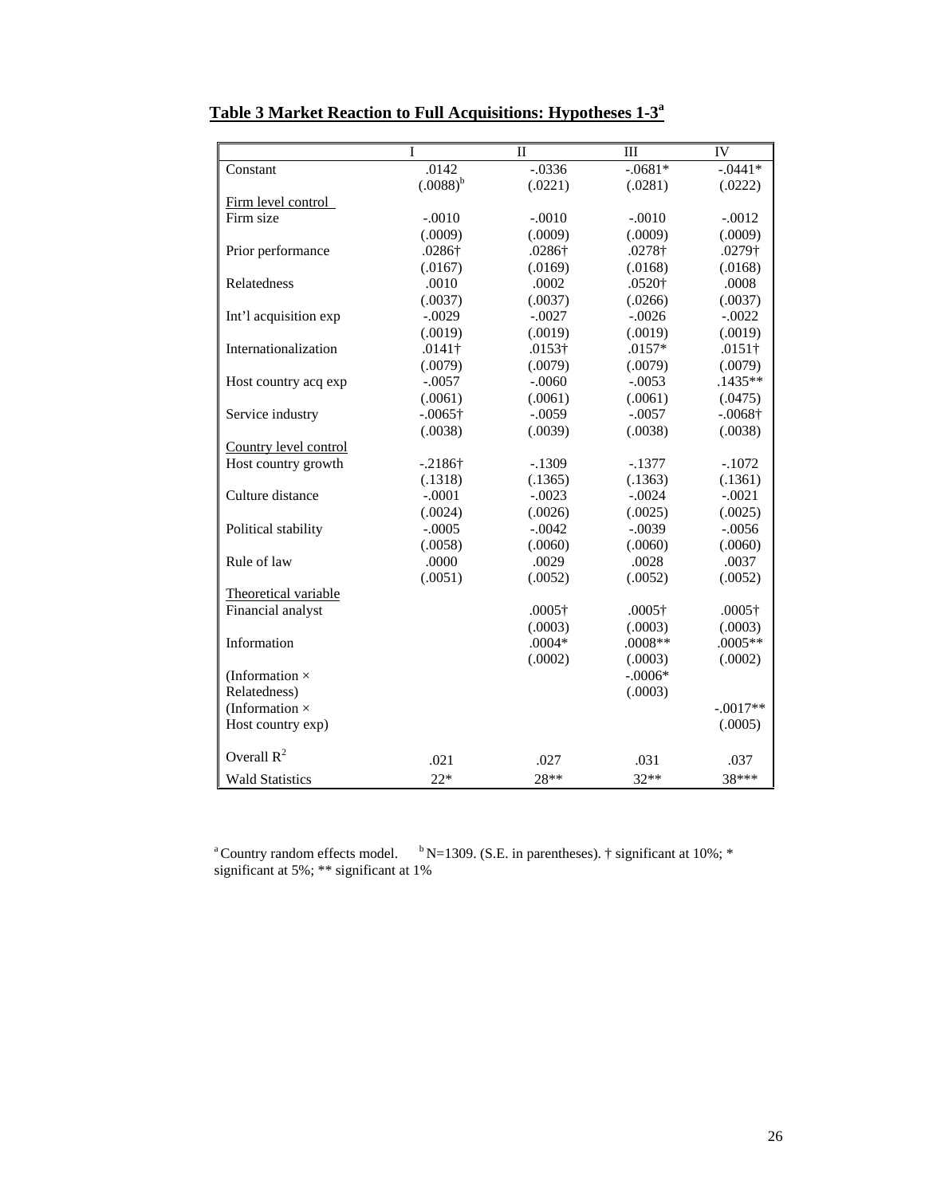## Table 3 Market Reaction to Full Acquisitions: Hypotheses 1-3[a]

| | I | II | III | IV |
|---|---|---|---|---|
| Constant | .0142 | -.0336 | -.0681* | -.0441* |
| | (.0088)[b] | (.0221) | (.0281) | (.0222) |
| Firm level control | | | | |
| Firm size | -.0010 | -.0010 | -.0010 | -.0012 |
| | (.0009) | (.0009) | (.0009) | (.0009) |
| Prior performance | .0286† | .0286† | .0278† | .0279† |
| | (.0167) | (.0169) | (.0168) | (.0168) |
| Relatedness | .0010 | .0002 | .0520† | .0008 |
| | (.0037) | (.0037) | (.0266) | (.0037) |
| Int'l acquisition exp | -.0029 | -.0027 | -.0026 | -.0022 |
| | (.0019) | (.0019) | (.0019) | (.0019) |
| Internationalization | .0141† | .0153† | .0157* | .0151† |
| | (.0079) | (.0079) | (.0079) | (.0079) |
| Host country acq exp | -.0057 | -.0060 | -.0053 | .1435** |
| | (.0061) | (.0061) | (.0061) | (.0475) |
| Service industry | -.0065† | -.0059 | -.0057 | -.0068† |
| | (.0038) | (.0039) | (.0038) | (.0038) |
| Country level control | | | | |
| Host country growth | -.2186† | -.1309 | -.1377 | -.1072 |
| | (.1318) | (.1365) | (.1363) | (.1361) |
| Culture distance | -.0001 | -.0023 | -.0024 | -.0021 |
| | (.0024) | (.0026) | (.0025) | (.0025) |
| Political stability | -.0005 | -.0042 | -.0039 | -.0056 |
| | (.0058) | (.0060) | (.0060) | (.0060) |
| Rule of law | .0000 | .0029 | .0028 | .0037 |
| | (.0051) | (.0052) | (.0052) | (.0052) |
| Theoretical variable | | | | |
| Financial analyst | | .0005† | .0005† | .0005† |
| | | (.0003) | (.0003) | (.0003) |
| Information | | .0004* | .0008** | .0005** |
| | | (.0002) | (.0003) | (.0002) |
| (Information × Relatedness) | | | -.0006* | |
| | | | (.0003) | |
| (Information × Host country exp) | | | | -.0017** |
| | | | | (.0005) |
| Overall $R^2$ | .021 | .027 | .031 | .037 |
| Wald Statistics | 22* | 28** | 32** | 38*** |

[a] Country random effects model. [b] N=1309. (S.E. in parentheses). † significant at 10%; * significant at 5%; ** significant at 1%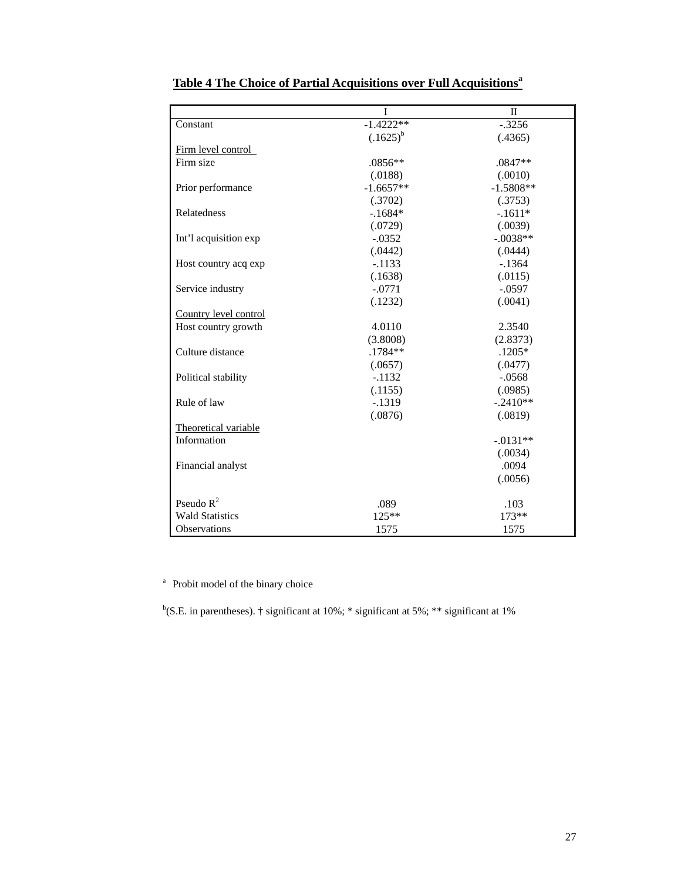**Table 4 The Choice of Partial Acquisitions over Full Acquisitions[a]**

| | I | II |
|---|---|---|
| Constant | -1.4222** | -.3256 |
| | (.1625)[b] | (.4365) |
| Firm level control | | |
| Firm size | .0856** | .0847** |
| | (.0188) | (.0010) |
| Prior performance | -1.6657** | -1.5808** |
| | (.3702) | (.3753) |
| Relatedness | -.1684* | -.1611* |
| | (.0729) | (.0039) |
| Int'l acquisition exp | -.0352 | -.0038** |
| | (.0442) | (.0444) |
| Host country acq exp | -.1133 | -.1364 |
| | (.1638) | (.0115) |
| Service industry | -.0771 | -.0597 |
| | (.1232) | (.0041) |
| Country level control | | |
| Host country growth | 4.0110 | 2.3540 |
| | (3.8008) | (2.8373) |
| Culture distance | .1784** | .1205* |
| | (.0657) | (.0477) |
| Political stability | -.1132 | -.0568 |
| | (.1155) | (.0985) |
| Rule of law | -.1319 | -.2410** |
| | (.0876) | (.0819) |
| Theoretical variable | | |
| Information | | -.0131** |
| | | (.0034) |
| Financial analyst | | .0094 |
| | | (.0056) |
| Pseudo $R^2$ | .089 | .103 |
| Wald Statistics | 125** | 173** |
| Observations | 1575 | 1575 |

[a] Probit model of the binary choice

[b](S.E. in parentheses). † significant at 10%; * significant at 5%; ** significant at 1%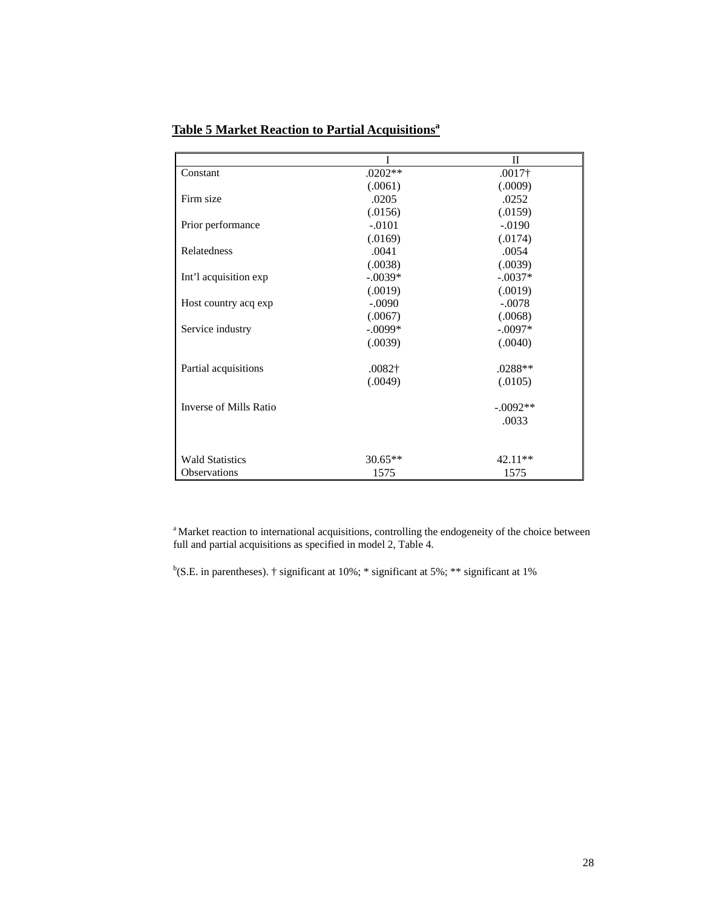**Table 5 Market Reaction to Partial Acquisitions**[a]

| | I | II |
|---|---|---|
| Constant | .0202** | .0017† |
| | (.0061) | (.0009) |
| Firm size | .0205 | .0252 |
| | (.0156) | (.0159) |
| Prior performance | -.0101 | -.0190 |
| | (.0169) | (.0174) |
| Relatedness | .0041 | .0054 |
| | (.0038) | (.0039) |
| Int'l acquisition exp | -.0039* | -.0037* |
| | (.0019) | (.0019) |
| Host country acq exp | -.0090 | -.0078 |
| | (.0067) | (.0068) |
| Service industry | -.0099* | -.0097* |
| | (.0039) | (.0040) |
| Partial acquisitions | .0082† | .0288** |
| | (.0049) | (.0105) |
| Inverse of Mills Ratio | | -.0092** |
| | | .0033 |
| Wald Statistics | 30.65** | 42.11** |
| Observations | 1575 | 1575 |

[a] Market reaction to international acquisitions, controlling the endogeneity of the choice between full and partial acquisitions as specified in model 2, Table 4.

[b](S.E. in parentheses). † significant at 10%; * significant at 5%; ** significant at 1%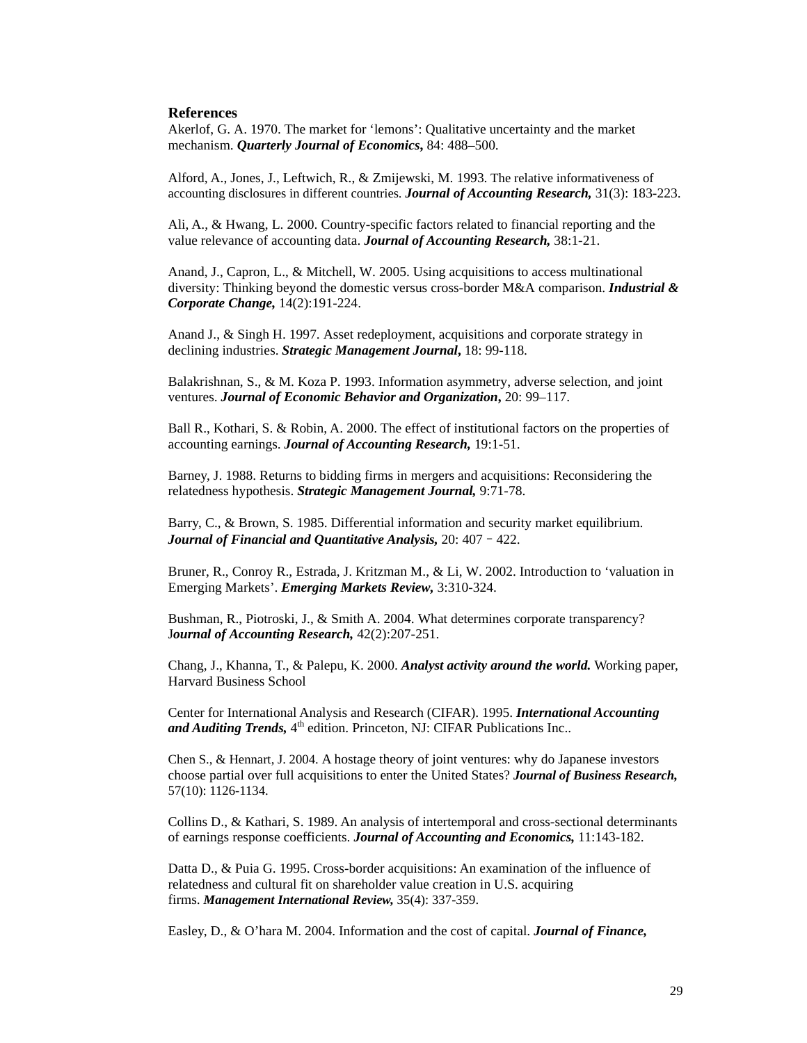## References

Akerlof, G. A. 1970. The market for 'lemons': Qualitative uncertainty and the market mechanism. ***Quarterly Journal of Economics***, 84: 488–500.

Alford, A., Jones, J., Leftwich, R., & Zmijewski, M. 1993. The relative informativeness of accounting disclosures in different countries. ***Journal of Accounting Research,*** 31(3): 183-223.

Ali, A., & Hwang, L. 2000. Country-specific factors related to financial reporting and the value relevance of accounting data. ***Journal of Accounting Research,*** 38:1-21.

Anand, J., Capron, L., & Mitchell, W. 2005. Using acquisitions to access multinational diversity: Thinking beyond the domestic versus cross-border M&A comparison. ***Industrial & Corporate Change,*** 14(2):191-224.

Anand J., & Singh H. 1997. Asset redeployment, acquisitions and corporate strategy in declining industries. ***Strategic Management Journal***, 18: 99-118.

Balakrishnan, S., & M. Koza P. 1993. Information asymmetry, adverse selection, and joint ventures. ***Journal of Economic Behavior and Organization***, 20: 99–117.

Ball R., Kothari, S. & Robin, A. 2000. The effect of institutional factors on the properties of accounting earnings. ***Journal of Accounting Research,*** 19:1-51.

Barney, J. 1988. Returns to bidding firms in mergers and acquisitions: Reconsidering the relatedness hypothesis. ***Strategic Management Journal,*** 9:71-78.

Barry, C., & Brown, S. 1985. Differential information and security market equilibrium. ***Journal of Financial and Quantitative Analysis,*** 20: 407 – 422.

Bruner, R., Conroy R., Estrada, J. Kritzman M., & Li, W. 2002. Introduction to 'valuation in Emerging Markets'. ***Emerging Markets Review,*** 3:310-324.

Bushman, R., Piotroski, J., & Smith A. 2004. What determines corporate transparency? J***ournal of Accounting Research,*** 42(2):207-251.

Chang, J., Khanna, T., & Palepu, K. 2000. ***Analyst activity around the world.*** Working paper, Harvard Business School

Center for International Analysis and Research (CIFAR). 1995. ***International Accounting and Auditing Trends,*** 4th edition. Princeton, NJ: CIFAR Publications Inc..

Chen S., & Hennart, J. 2004. A hostage theory of joint ventures: why do Japanese investors choose partial over full acquisitions to enter the United States? ***Journal of Business Research,*** 57(10): 1126-1134.

Collins D., & Kathari, S. 1989. An analysis of intertemporal and cross-sectional determinants of earnings response coefficients. ***Journal of Accounting and Economics,*** 11:143-182.

Datta D., & Puia G. 1995. Cross-border acquisitions: An examination of the influence of relatedness and cultural fit on shareholder value creation in U.S. acquiring firms. ***Management International Review,*** 35(4): 337-359.

Easley, D., & O'hara M. 2004. Information and the cost of capital. ***Journal of Finance,***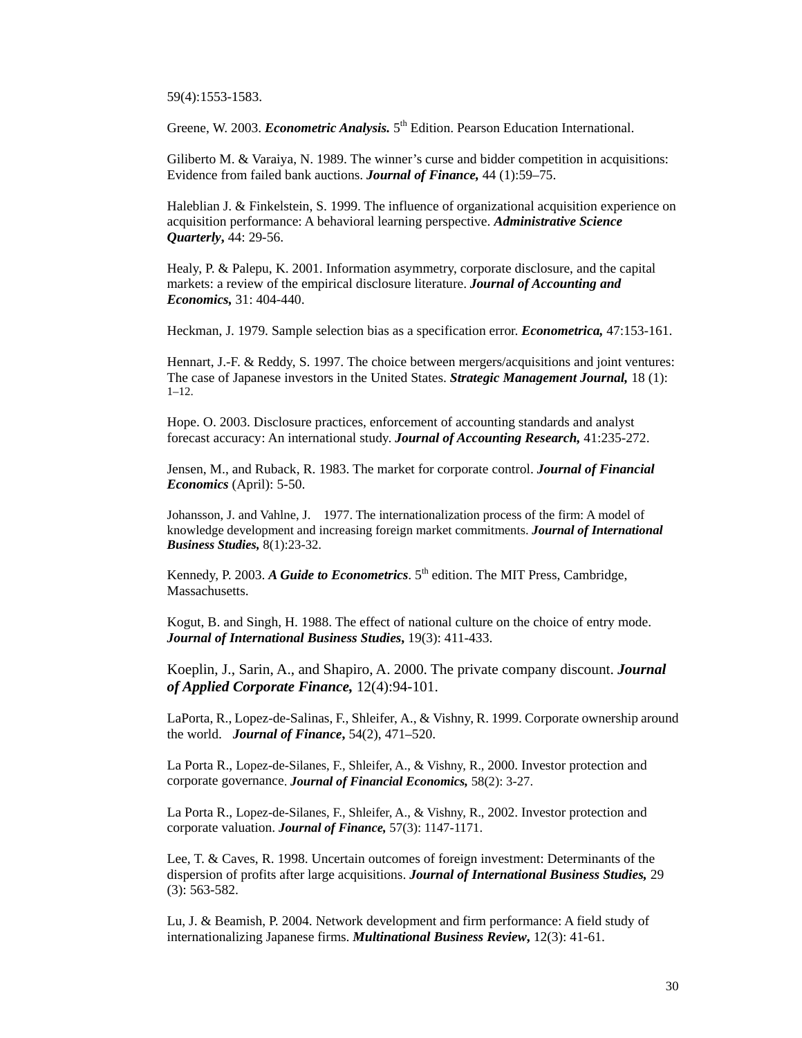59(4):1553-1583.

Greene, W. 2003. ***Econometric Analysis.*** 5th Edition. Pearson Education International.

Giliberto M. & Varaiya, N. 1989. The winner's curse and bidder competition in acquisitions: Evidence from failed bank auctions. ***Journal of Finance,*** 44 (1):59–75.

Haleblian J. & Finkelstein, S. 1999. The influence of organizational acquisition experience on acquisition performance: A behavioral learning perspective. ***Administrative Science Quarterly***, 44: 29-56.

Healy, P. & Palepu, K. 2001. Information asymmetry, corporate disclosure, and the capital markets: a review of the empirical disclosure literature. ***Journal of Accounting and Economics,*** 31: 404-440.

Heckman, J. 1979. Sample selection bias as a specification error. ***Econometrica,*** 47:153-161.

Hennart, J.-F. & Reddy, S. 1997. The choice between mergers/acquisitions and joint ventures: The case of Japanese investors in the United States. ***Strategic Management Journal,*** 18 (1): 1–12.

Hope. O. 2003. Disclosure practices, enforcement of accounting standards and analyst forecast accuracy: An international study. ***Journal of Accounting Research,*** 41:235-272.

Jensen, M., and Ruback, R. 1983. The market for corporate control. ***Journal of Financial Economics*** (April): 5-50.

Johansson, J. and Vahlne, J. 1977. The internationalization process of the firm: A model of knowledge development and increasing foreign market commitments. ***Journal of International Business Studies,*** 8(1):23-32.

Kennedy, P. 2003. ***A Guide to Econometrics***. 5th edition. The MIT Press, Cambridge, Massachusetts.

Kogut, B. and Singh, H. 1988. The effect of national culture on the choice of entry mode. ***Journal of International Business Studies***, 19(3): 411-433.

Koeplin, J., Sarin, A., and Shapiro, A. 2000. The private company discount. ***Journal of Applied Corporate Finance,*** 12(4):94-101.

LaPorta, R., Lopez-de-Salinas, F., Shleifer, A., & Vishny, R. 1999. Corporate ownership around the world. ***Journal of Finance***, 54(2), 471–520.

La Porta R., Lopez-de-Silanes, F., Shleifer, A., & Vishny, R., 2000. Investor protection and corporate governance. ***Journal of Financial Economics,*** 58(2): 3-27.

La Porta R., Lopez-de-Silanes, F., Shleifer, A., & Vishny, R., 2002. Investor protection and corporate valuation. ***Journal of Finance,*** 57(3): 1147-1171.

Lee, T. & Caves, R. 1998. Uncertain outcomes of foreign investment: Determinants of the dispersion of profits after large acquisitions. ***Journal of International Business Studies,*** 29 (3): 563-582.

Lu, J. & Beamish, P. 2004. Network development and firm performance: A field study of internationalizing Japanese firms. ***Multinational Business Review***, 12(3): 41-61.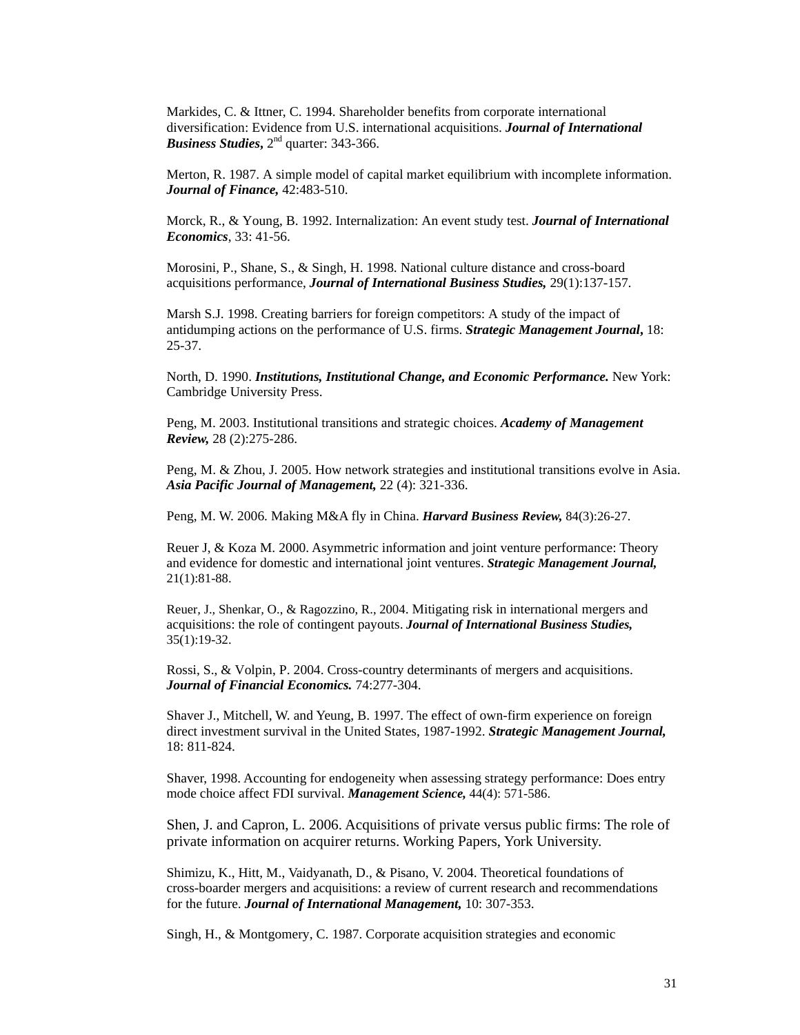Markides, C. & Ittner, C. 1994. Shareholder benefits from corporate international diversification: Evidence from U.S. international acquisitions. ***Journal of International Business Studies,*** 2nd quarter: 343-366.

Merton, R. 1987. A simple model of capital market equilibrium with incomplete information. ***Journal of Finance,*** 42:483-510.

Morck, R., & Young, B. 1992. Internalization: An event study test. ***Journal of International Economics***, 33: 41-56.

Morosini, P., Shane, S., & Singh, H. 1998. National culture distance and cross-board acquisitions performance, ***Journal of International Business Studies,*** 29(1):137-157.

Marsh S.J. 1998. Creating barriers for foreign competitors: A study of the impact of antidumping actions on the performance of U.S. firms. ***Strategic Management Journal***, 18: 25-37.

North, D. 1990. ***Institutions, Institutional Change, and Economic Performance.*** New York: Cambridge University Press.

Peng, M. 2003. Institutional transitions and strategic choices. ***Academy of Management Review,*** 28 (2):275-286.

Peng, M. & Zhou, J. 2005. How network strategies and institutional transitions evolve in Asia. ***Asia Pacific Journal of Management,*** 22 (4): 321-336.

Peng, M. W. 2006. Making M&A fly in China. ***Harvard Business Review,*** 84(3):26-27.

Reuer J, & Koza M. 2000. Asymmetric information and joint venture performance: Theory and evidence for domestic and international joint ventures. ***Strategic Management Journal,*** 21(1):81-88.

Reuer, J., Shenkar, O., & Ragozzino, R., 2004. Mitigating risk in international mergers and acquisitions: the role of contingent payouts. ***Journal of International Business Studies,*** 35(1):19-32.

Rossi, S., & Volpin, P. 2004. Cross-country determinants of mergers and acquisitions. ***Journal of Financial Economics.*** 74:277-304.

Shaver J., Mitchell, W. and Yeung, B. 1997. The effect of own-firm experience on foreign direct investment survival in the United States, 1987-1992. ***Strategic Management Journal,*** 18: 811-824.

Shaver, 1998. Accounting for endogeneity when assessing strategy performance: Does entry mode choice affect FDI survival. ***Management Science,*** 44(4): 571-586.

Shen, J. and Capron, L. 2006. Acquisitions of private versus public firms: The role of private information on acquirer returns. Working Papers, York University.

Shimizu, K., Hitt, M., Vaidyanath, D., & Pisano, V. 2004. Theoretical foundations of cross-boarder mergers and acquisitions: a review of current research and recommendations for the future. ***Journal of International Management,*** 10: 307-353.

Singh, H., & Montgomery, C. 1987. Corporate acquisition strategies and economic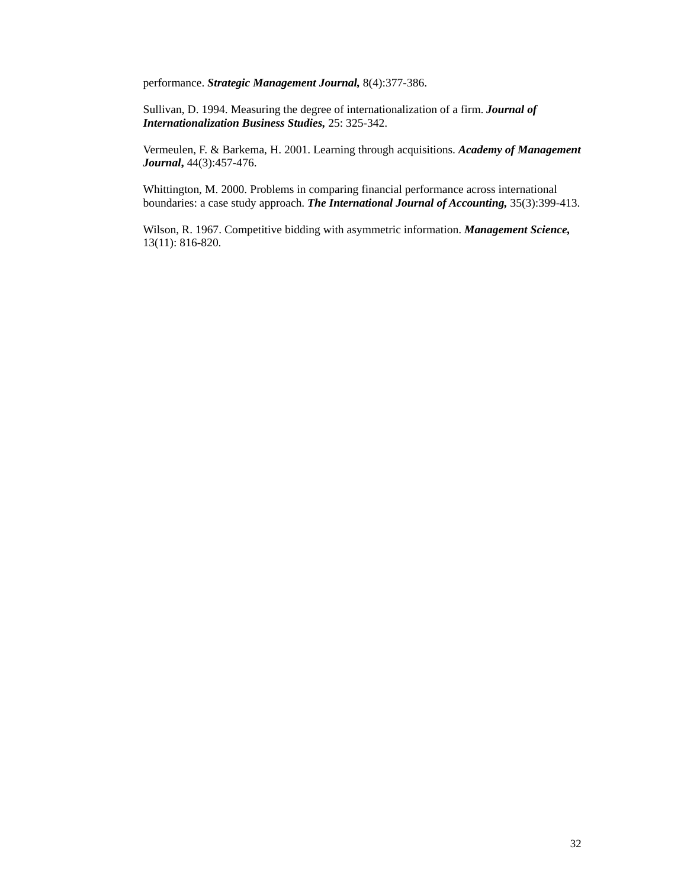performance. ***Strategic Management Journal,*** 8(4):377-386.

Sullivan, D. 1994. Measuring the degree of internationalization of a firm. ***Journal of Internationalization Business Studies,*** 25: 325-342.

Vermeulen, F. & Barkema, H. 2001. Learning through acquisitions. ***Academy of Management Journal***, 44(3):457-476.

Whittington, M. 2000. Problems in comparing financial performance across international boundaries: a case study approach. ***The International Journal of Accounting,*** 35(3):399-413.

Wilson, R. 1967. Competitive bidding with asymmetric information. ***Management Science,*** 13(11): 816-820.